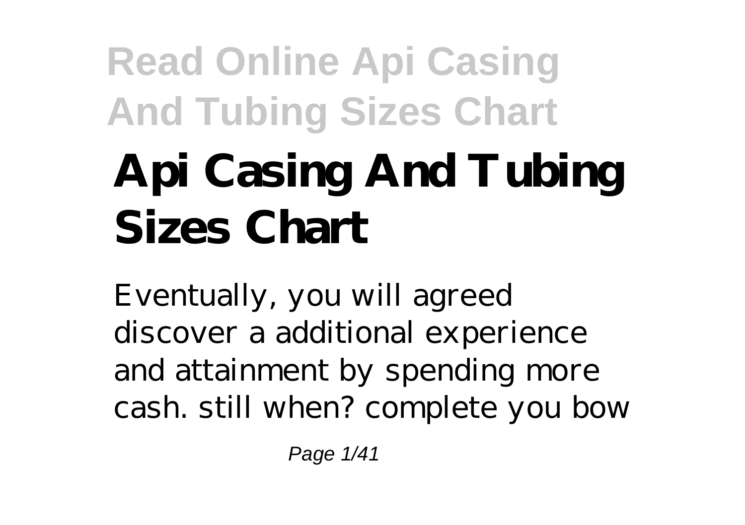# Api Casing And Tubing Sizes Chart

Eventually, you will agreed discover a additional experience and attainment by spending more cash. still when? complete you bow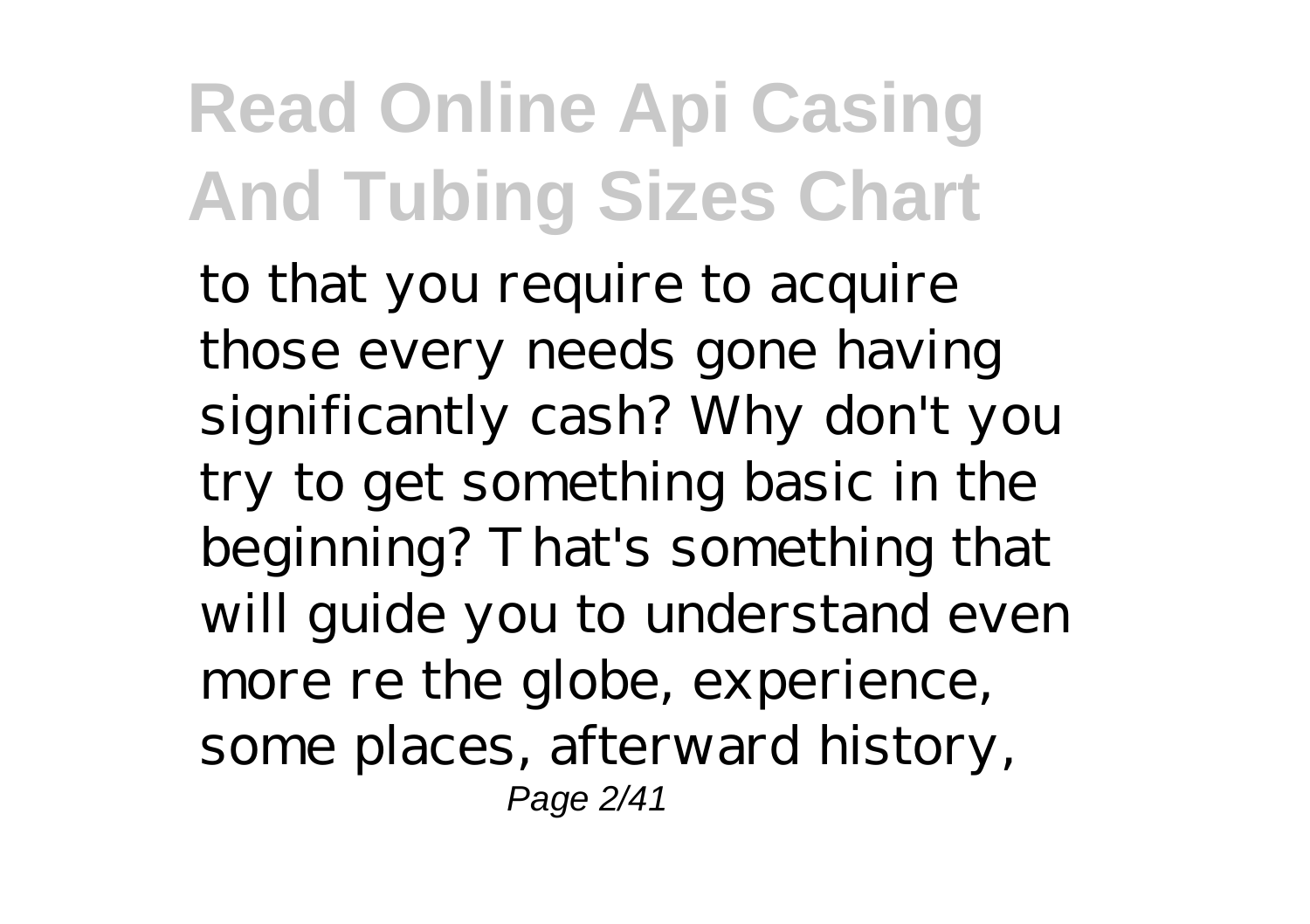to that you require to acquire those every needs gone having significantly cash? Why don't you try to get something basic in the beginning? That's something that will guide you to understand even more re the globe, experience, some places, afterward history,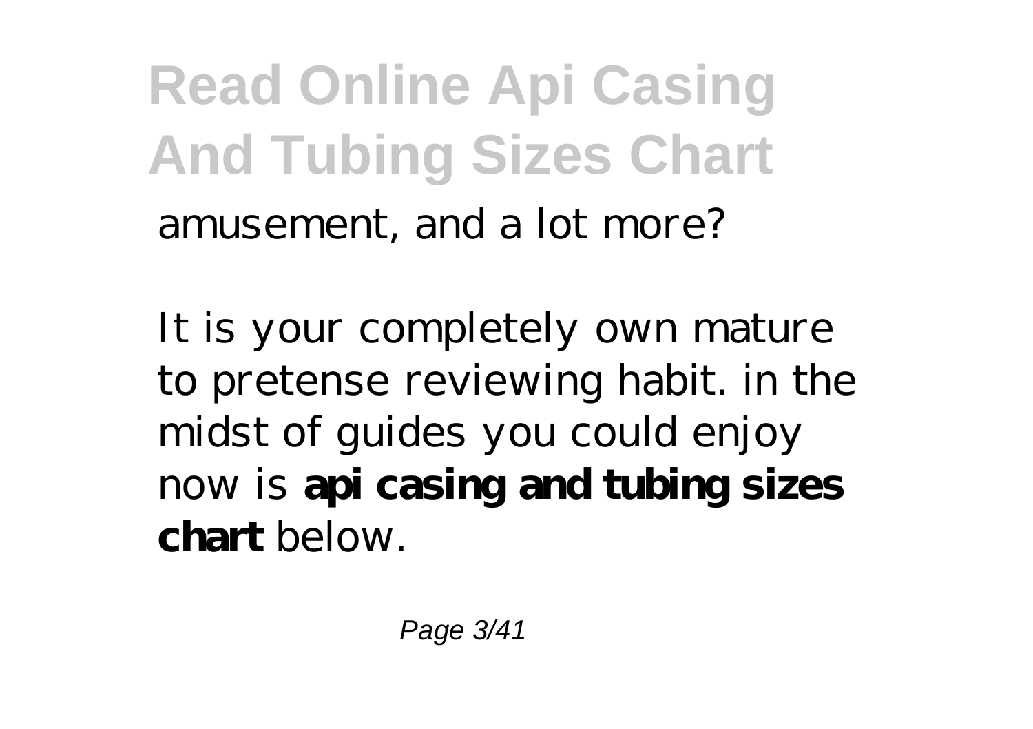amusement, and a lot more?

It is your completely own mature to pretense reviewing habit. in the midst of guides you could enjoy now is **api casing and tubing sizes chart** below.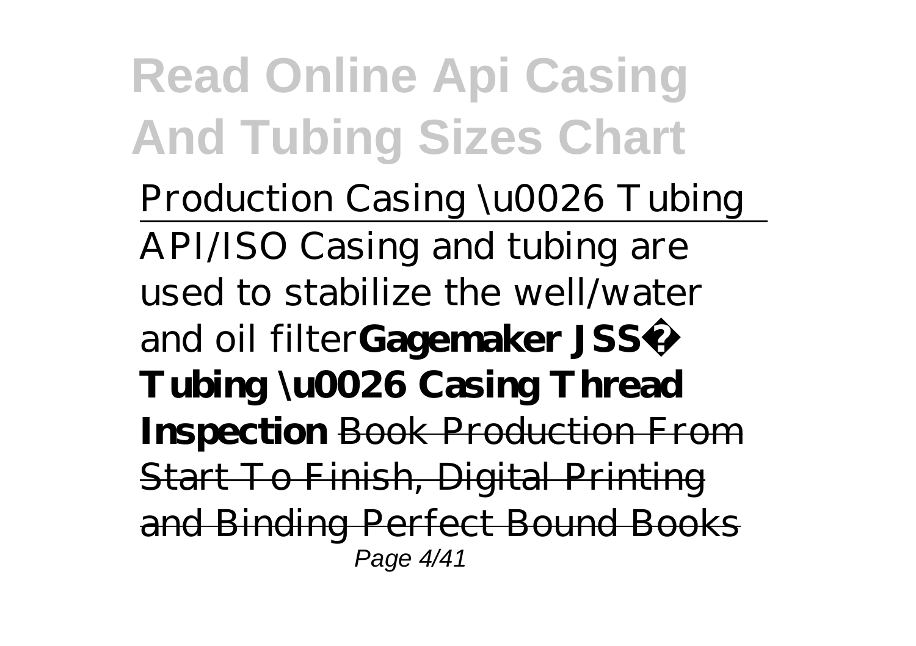Production Casing \u0026 Tubing

API/ISO Casing and tubing are used to stabilize the well/water and oil filter**Gagemaker JSS® Tubing \u0026 Casing Thread Inspection** ~~Book Production From Start To Finish, Digital Printing and Binding Perfect Bound Books~~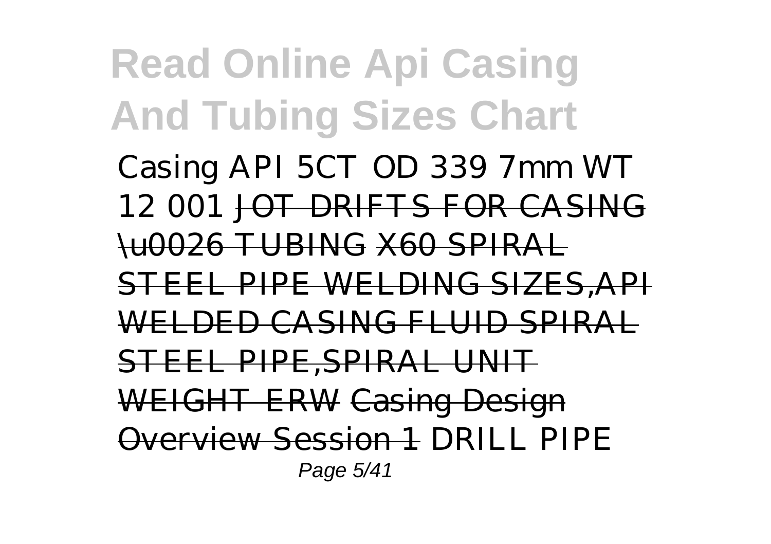Casing API 5CT OD 339 7mm WT 12 001 JOT DRIFTS FOR CASING \u0026 TUBING X60 SPIRAL STEEL PIPE WELDING SIZES,API WELDED CASING FLUID SPIRAL STEEL PIPE,SPIRAL UNIT WEIGHT ERW Casing Design Overview Session 1 DRILL PIPE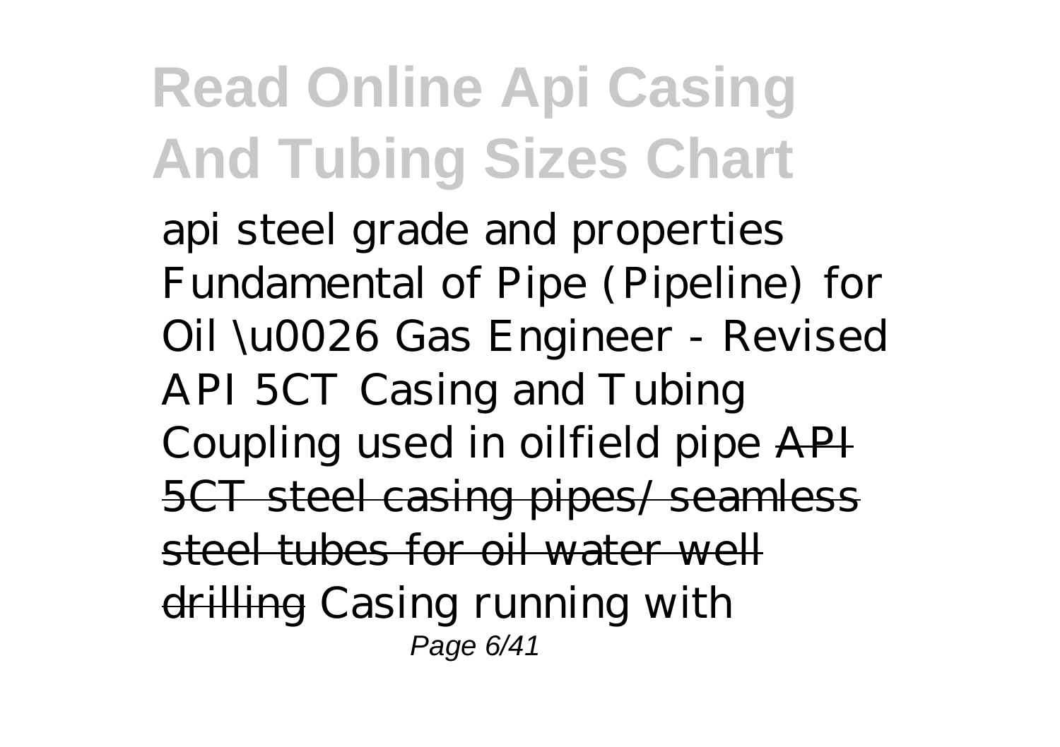*api steel grade and properties Fundamental of Pipe (Pipeline) for Oil \u0026 Gas Engineer - Revised API 5CT Casing and Tubing Coupling used in oilfield pipe* ~~API 5CT steel casing pipes/ seamless steel tubes for oil water well drilling~~ *Casing running with*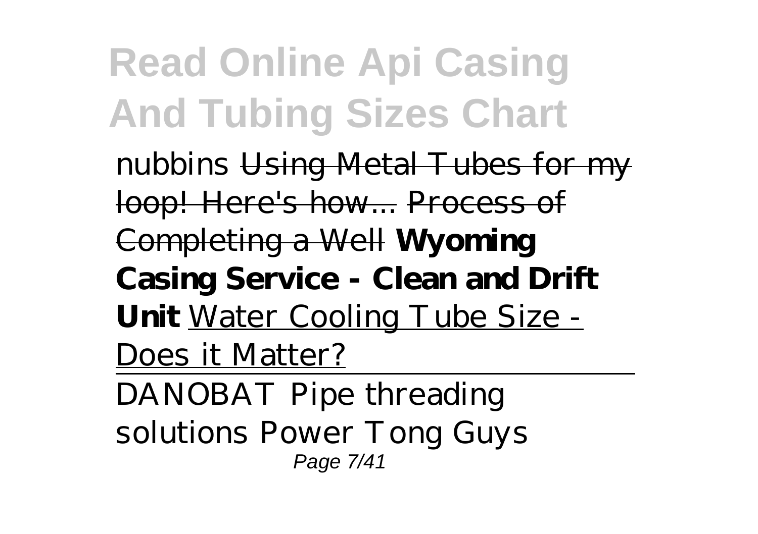*nubbins* ~~Using Metal Tubes for my loop! Here's how...~~ ~~Process of Completing a Well~~ **Wyoming Casing Service - Clean and Drift Unit** Water Cooling Tube Size - Does it Matter?

DANOBAT Pipe threading solutions *Power Tong Guys*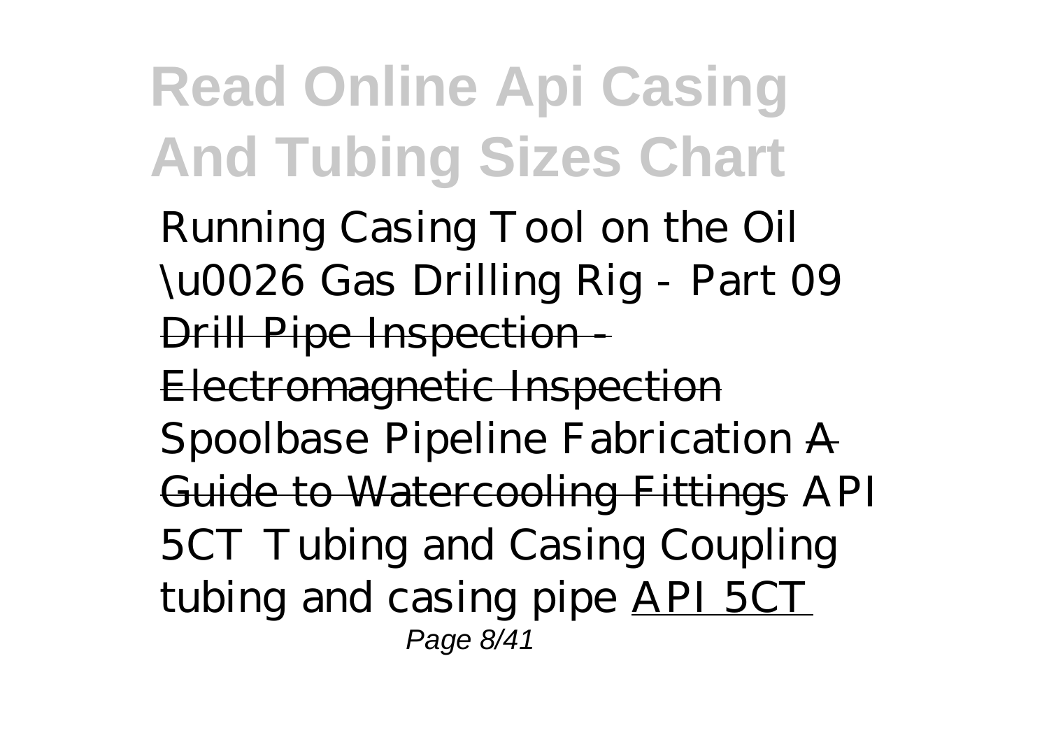*Running Casing Tool on the Oil \u0026 Gas Drilling Rig - Part 09* Drill Pipe Inspection - Electromagnetic Inspection *Spoolbase Pipeline Fabrication* A Guide to Watercooling Fittings *API 5CT Tubing and Casing Coupling tubing and casing pipe* API 5CT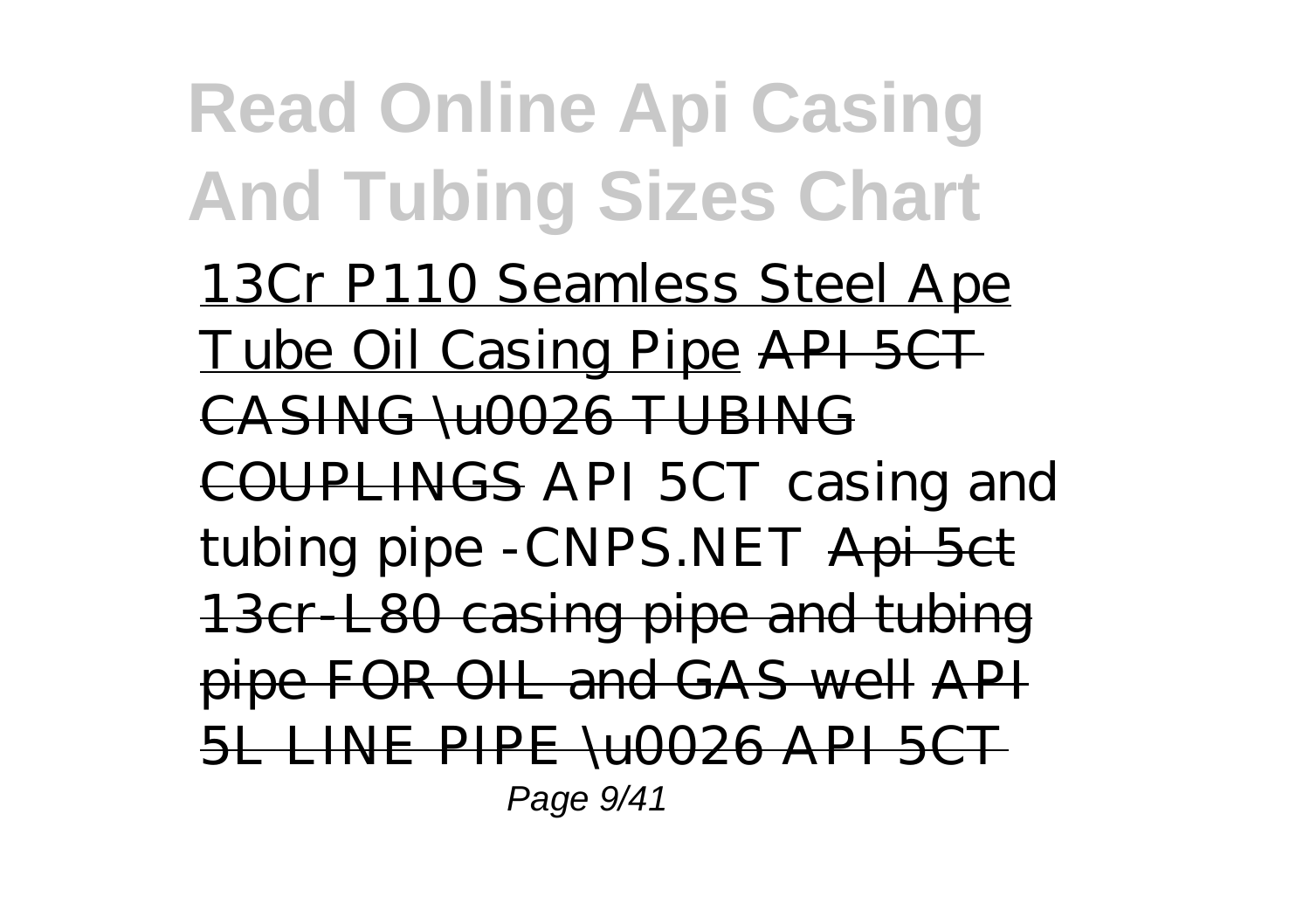13Cr P110 Seamless Steel Ape Tube Oil Casing Pipe ~~API 5CT CASING \u0026 TUBING COUPLINGS~~ *API 5CT casing and tubing pipe -CNPS.NET* ~~Api 5ct 13cr-L80 casing pipe and tubing pipe FOR OIL and GAS well~~ ~~API 5L LINE PIPE \u0026 API 5CT~~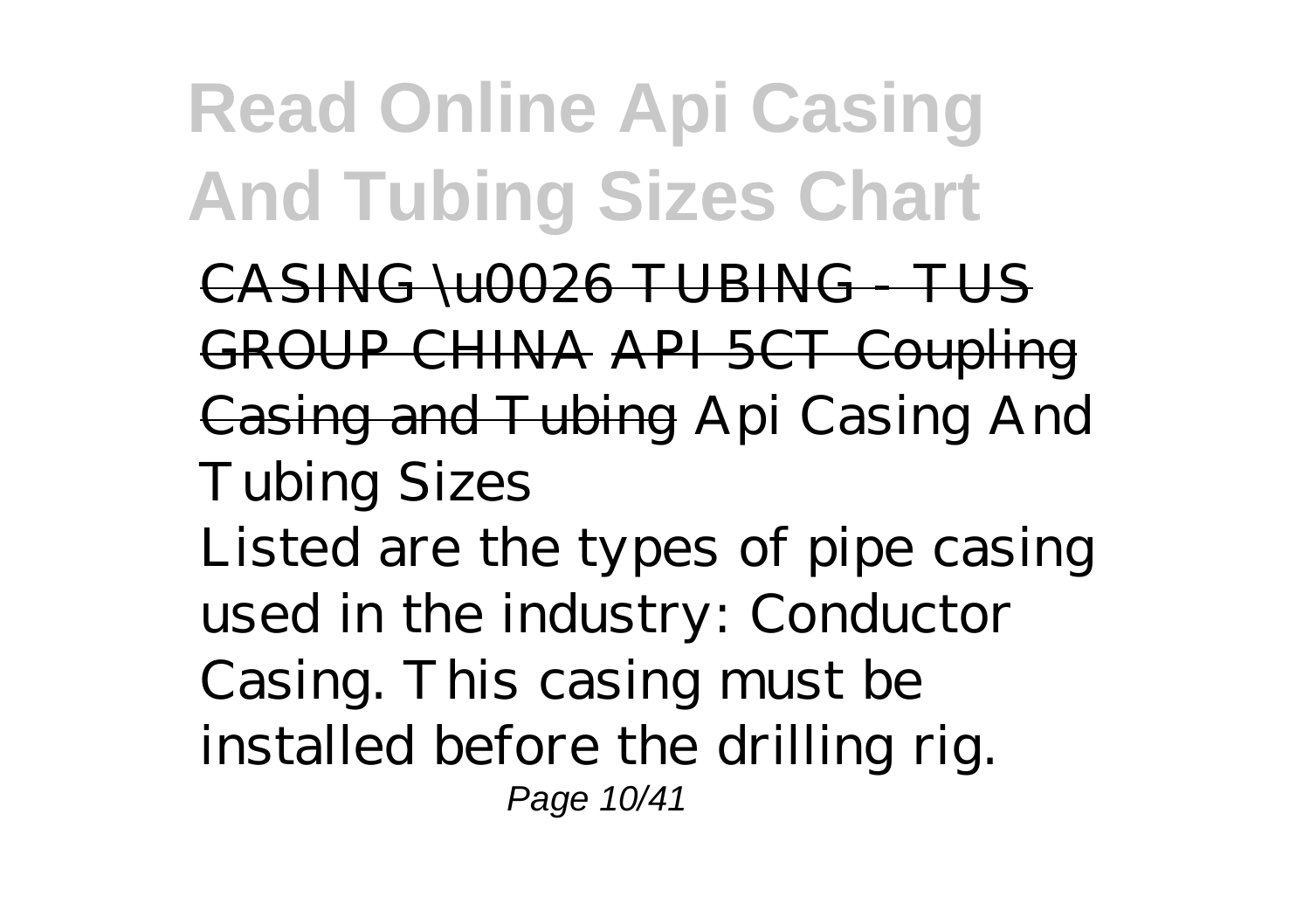~~CASING \u0026 TUBING - TUS GROUP CHINA~~ ~~API 5CT Coupling Casing and Tubing~~ *Api Casing And Tubing Sizes*

Listed are the types of pipe casing used in the industry: Conductor Casing. This casing must be installed before the drilling rig.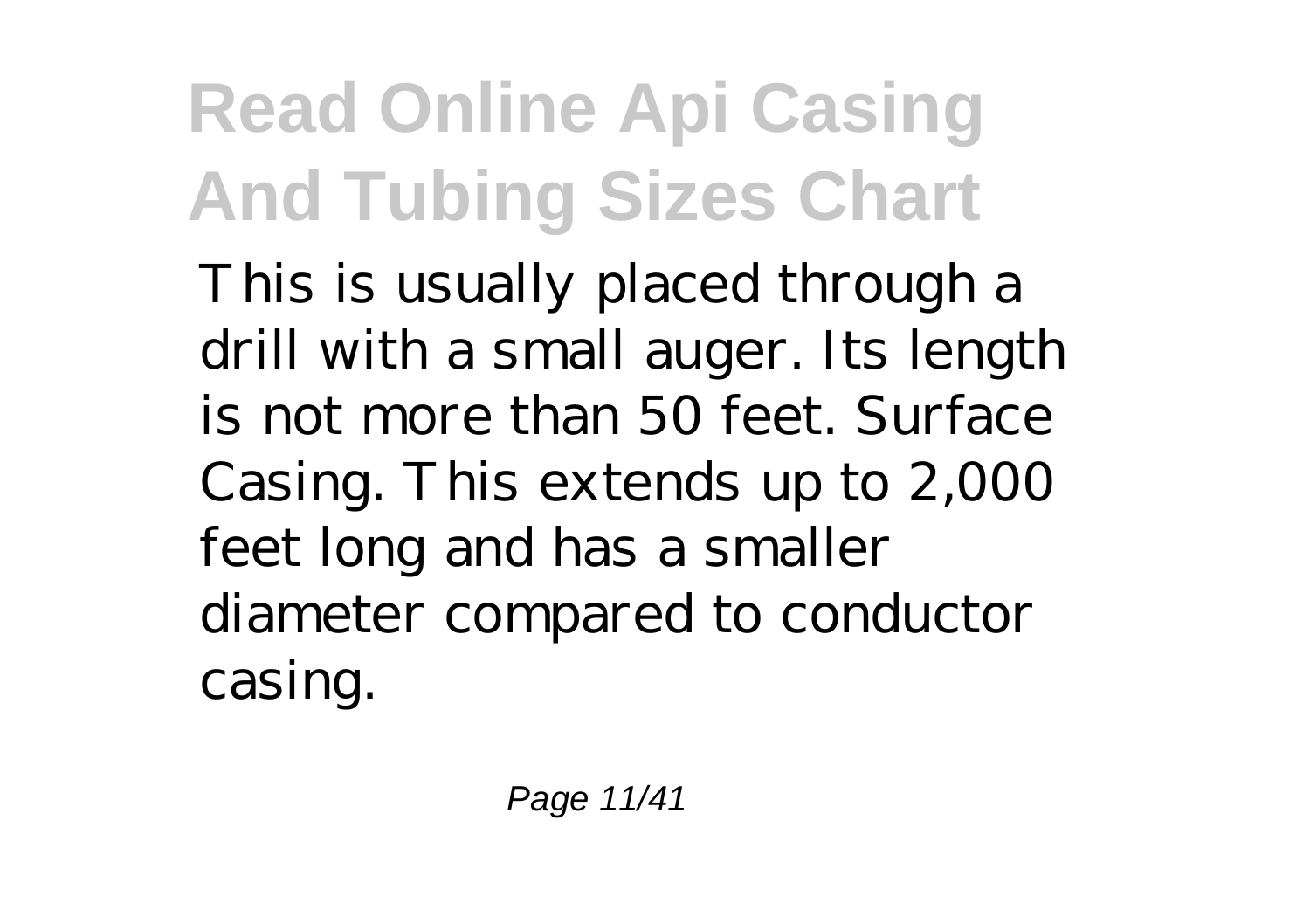This is usually placed through a drill with a small auger. Its length is not more than 50 feet. Surface Casing. This extends up to 2,000 feet long and has a smaller diameter compared to conductor casing.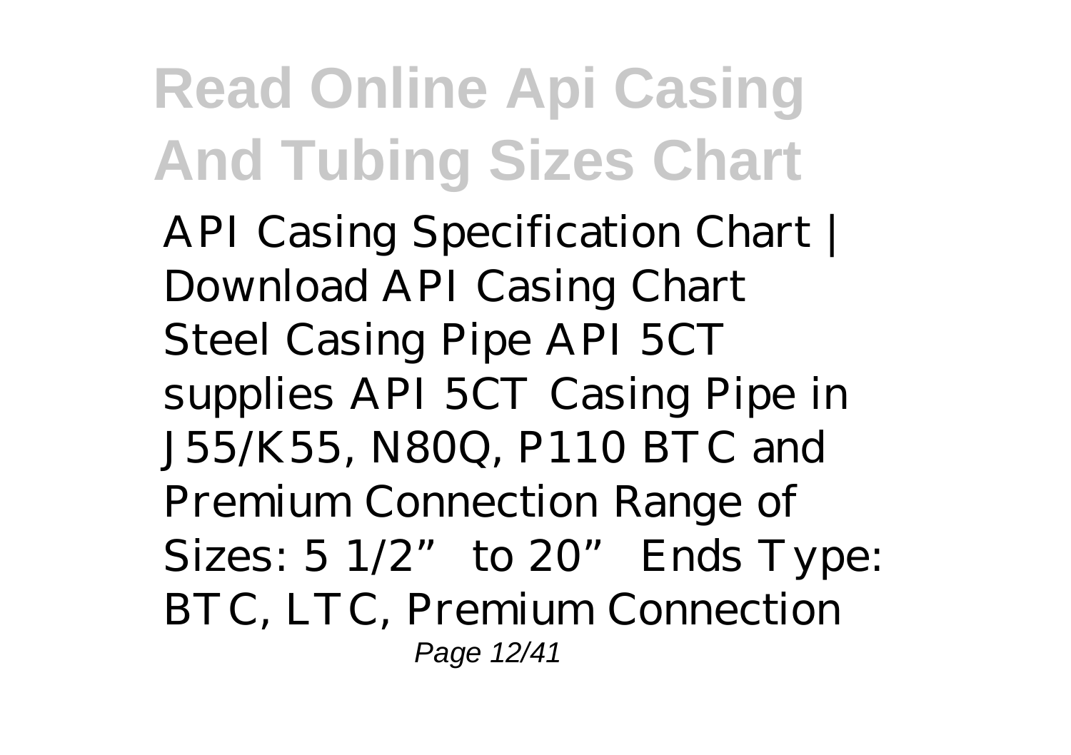API Casing Specification Chart | Download API Casing Chart Steel Casing Pipe API 5CT supplies API 5CT Casing Pipe in J55/K55, N80Q, P110 BTC and Premium Connection Range of Sizes: 5 1/2” to 20” Ends Type: BTC, LTC, Premium Connection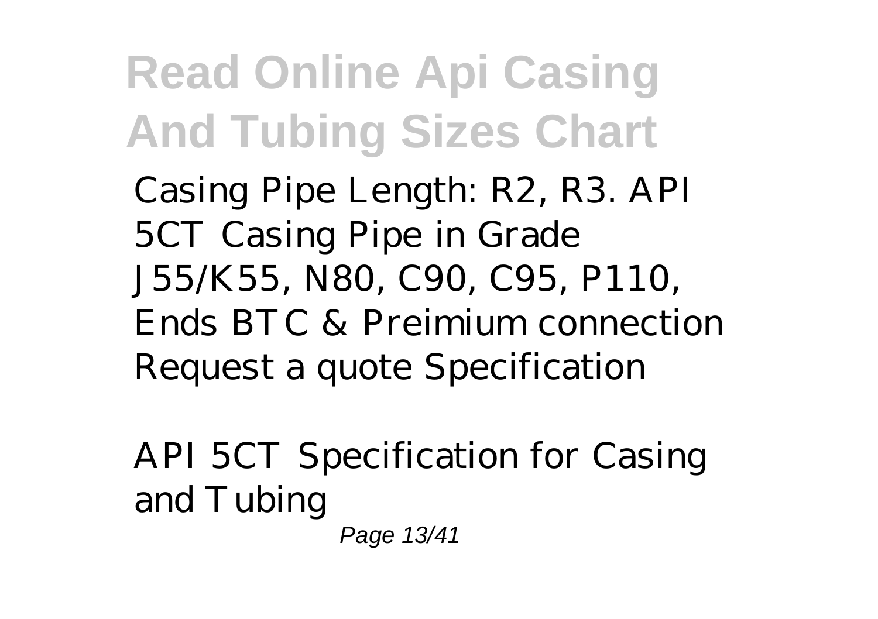Casing Pipe Length: R2, R3. API 5CT Casing Pipe in Grade J55/K55, N80, C90, C95, P110, Ends BTC & Preimium connection Request a quote Specification

API 5CT Specification for Casing and Tubing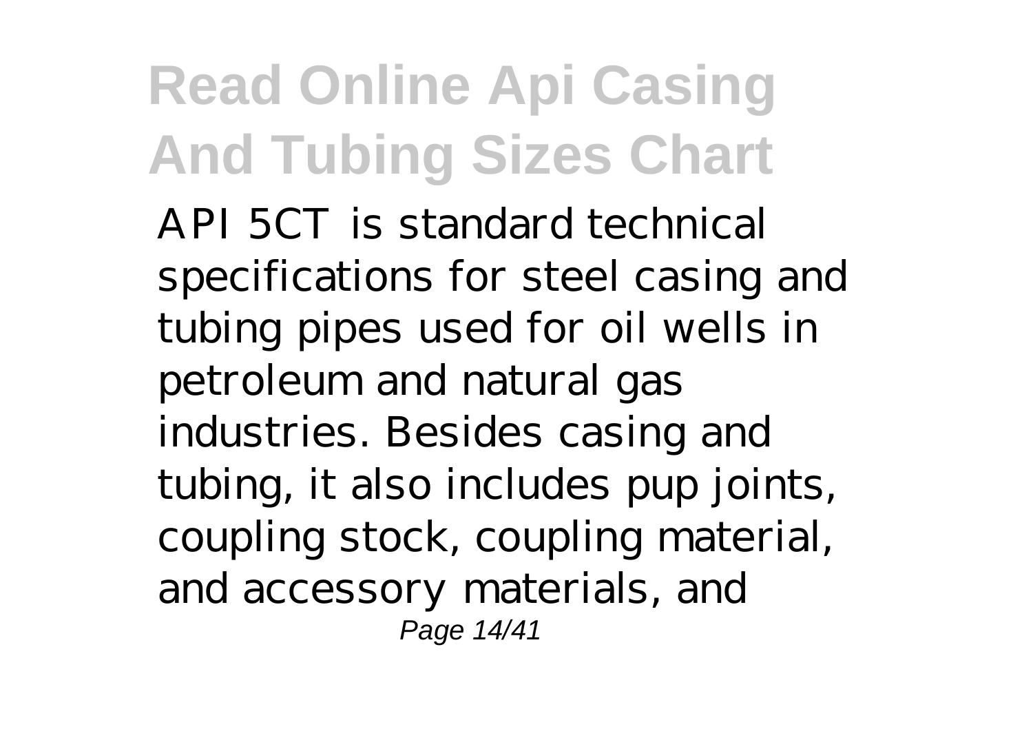# Read Online Api Casing And Tubing Sizes Chart

API 5CT is standard technical specifications for steel casing and tubing pipes used for oil wells in petroleum and natural gas industries. Besides casing and tubing, it also includes pup joints, coupling stock, coupling material, and accessory materials, and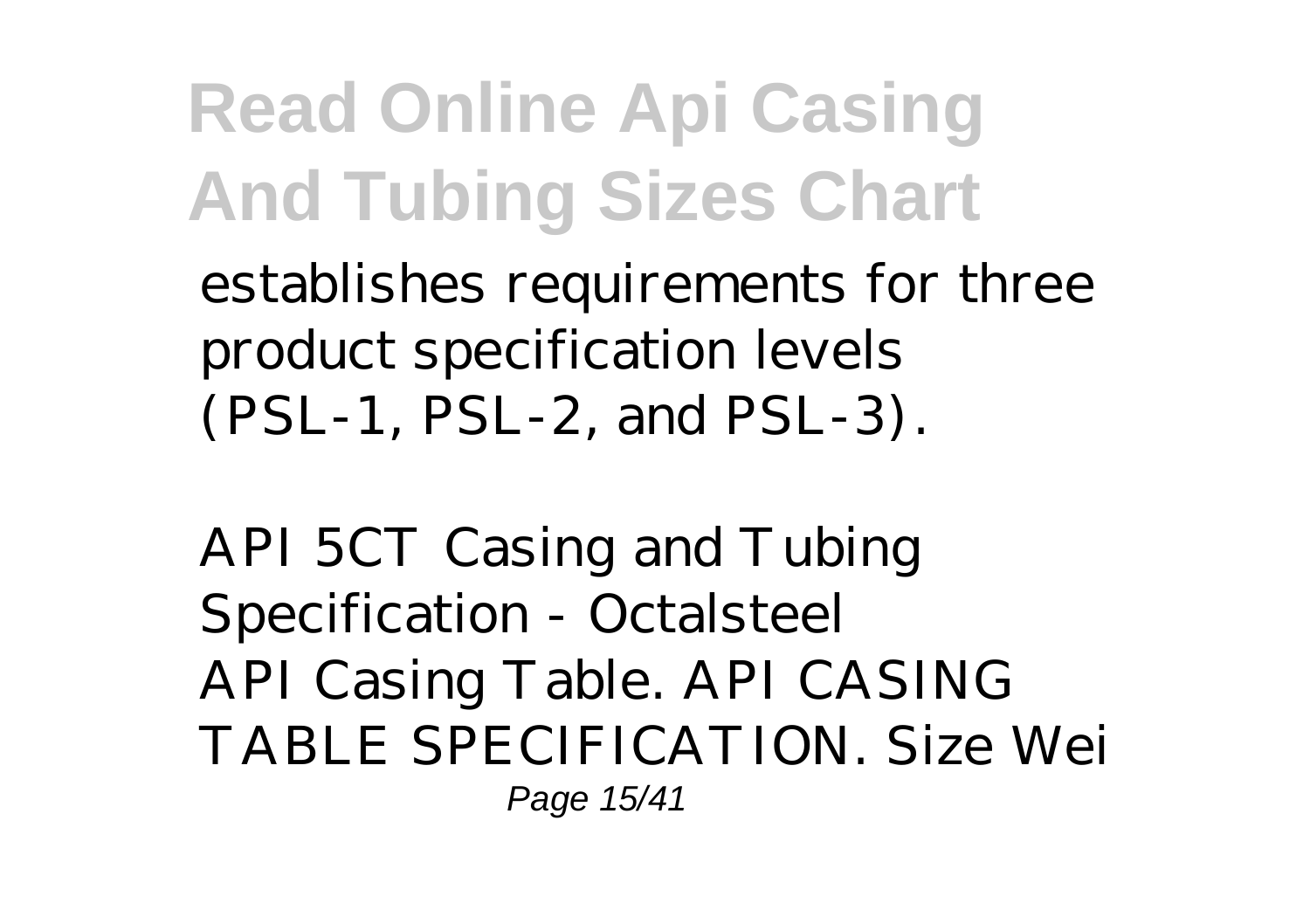establishes requirements for three product specification levels (PSL-1, PSL-2, and PSL-3).

*API 5CT Casing and Tubing Specification - Octalsteel*

API Casing Table. API CASING TABLE SPECIFICATION. Size Wei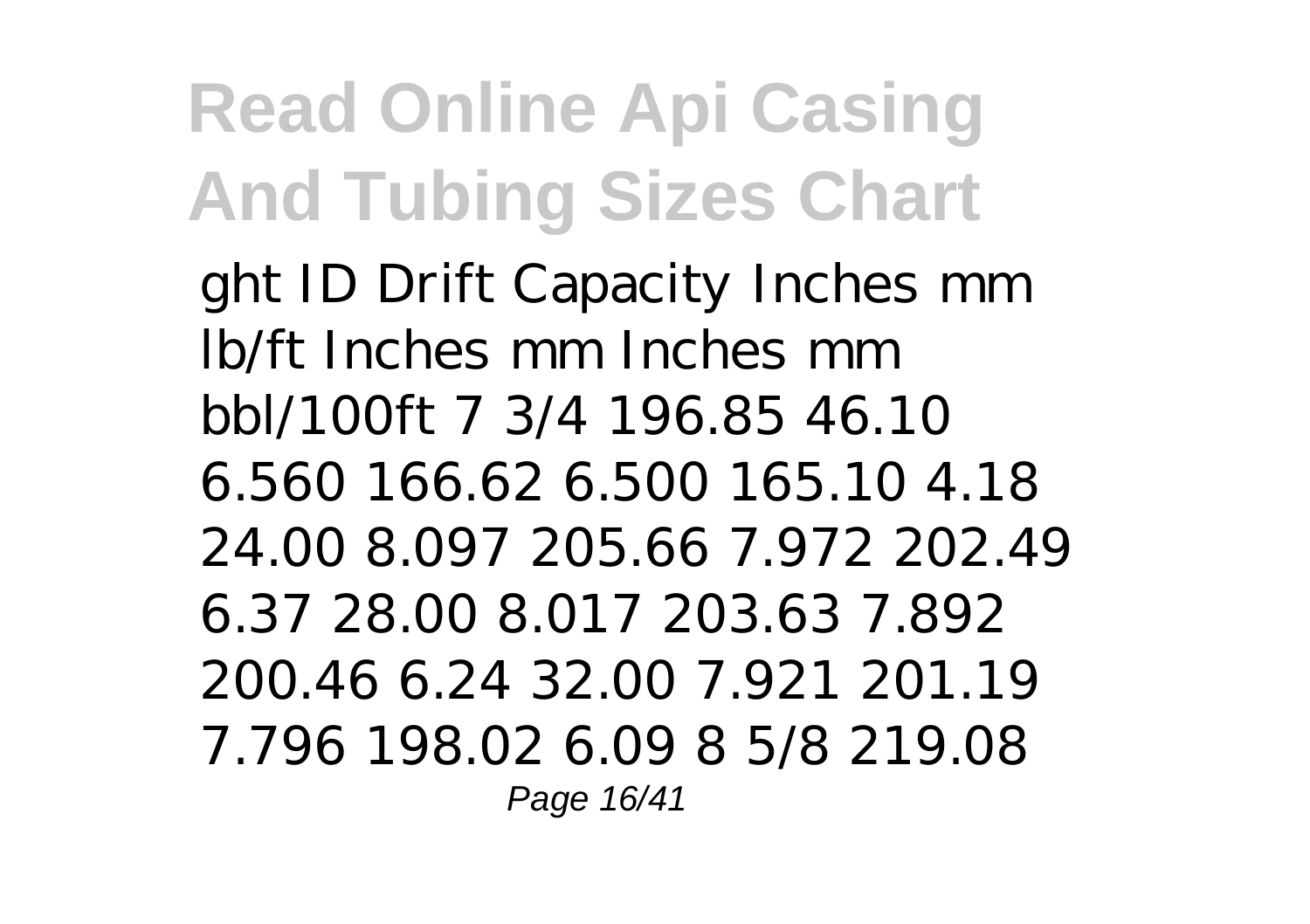ght ID Drift Capacity Inches mm lb/ft Inches mm Inches mm bbl/100ft 7 3/4 196.85 46.10 6.560 166.62 6.500 165.10 4.18 24.00 8.097 205.66 7.972 202.49 6.37 28.00 8.017 203.63 7.892 200.46 6.24 32.00 7.921 201.19 7.796 198.02 6.09 8 5/8 219.08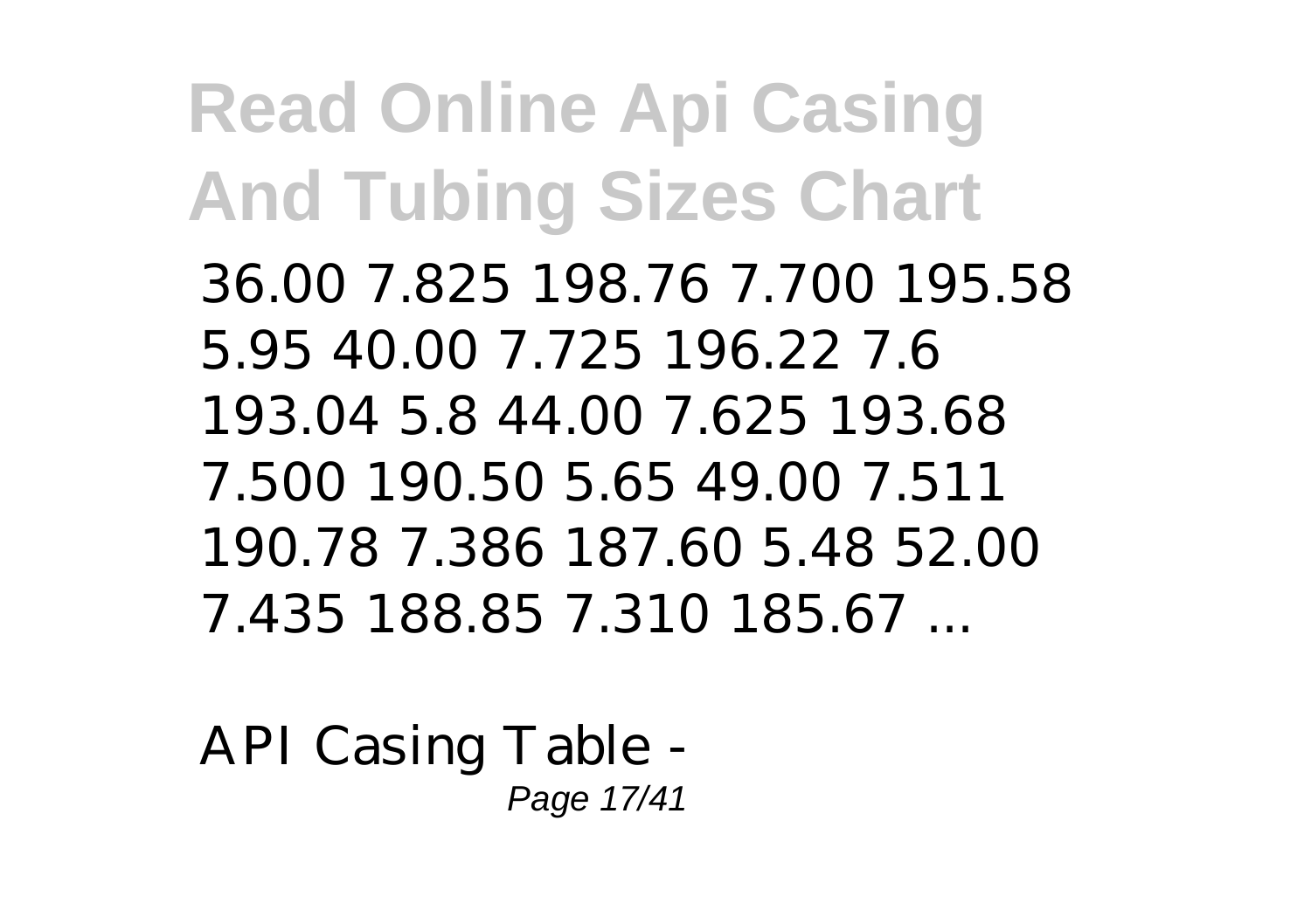36.00 7.825 198.76 7.700 195.58 5.95 40.00 7.725 196.22 7.6 193.04 5.8 44.00 7.625 193.68 7.500 190.50 5.65 49.00 7.511 190.78 7.386 187.60 5.48 52.00 7.435 188.85 7.310 185.67 ...

API Casing Table -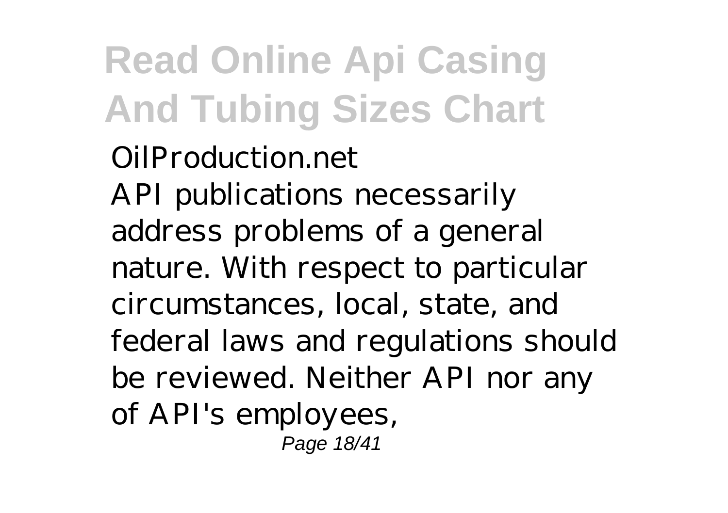OilProduction.net

API publications necessarily address problems of a general nature. With respect to particular circumstances, local, state, and federal laws and regulations should be reviewed. Neither API nor any of API's employees,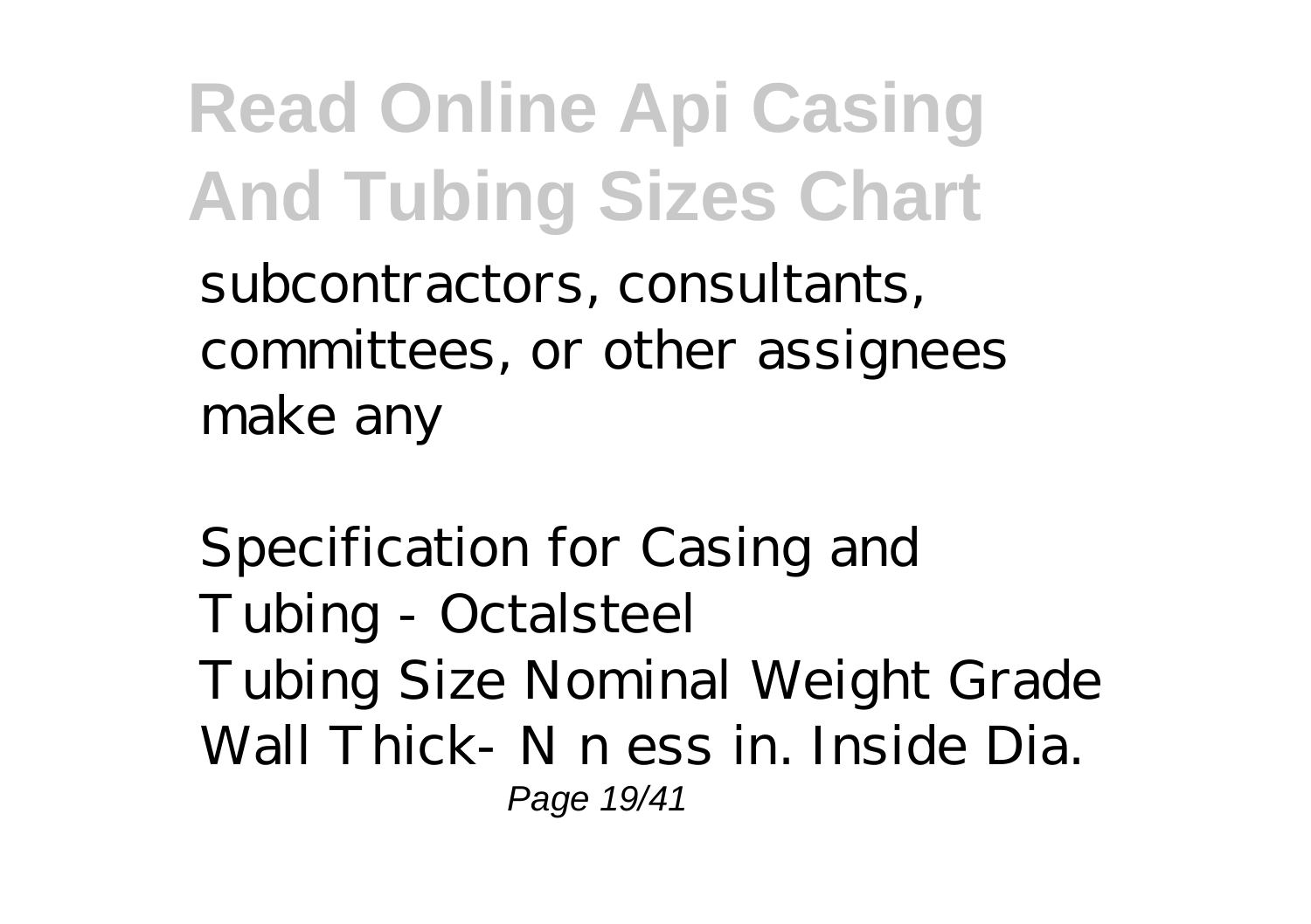subcontractors, consultants, committees, or other assignees make any

*Specification for Casing and Tubing - Octalsteel*

Tubing Size Nominal Weight Grade Wall Thick- N n ess in. Inside Dia.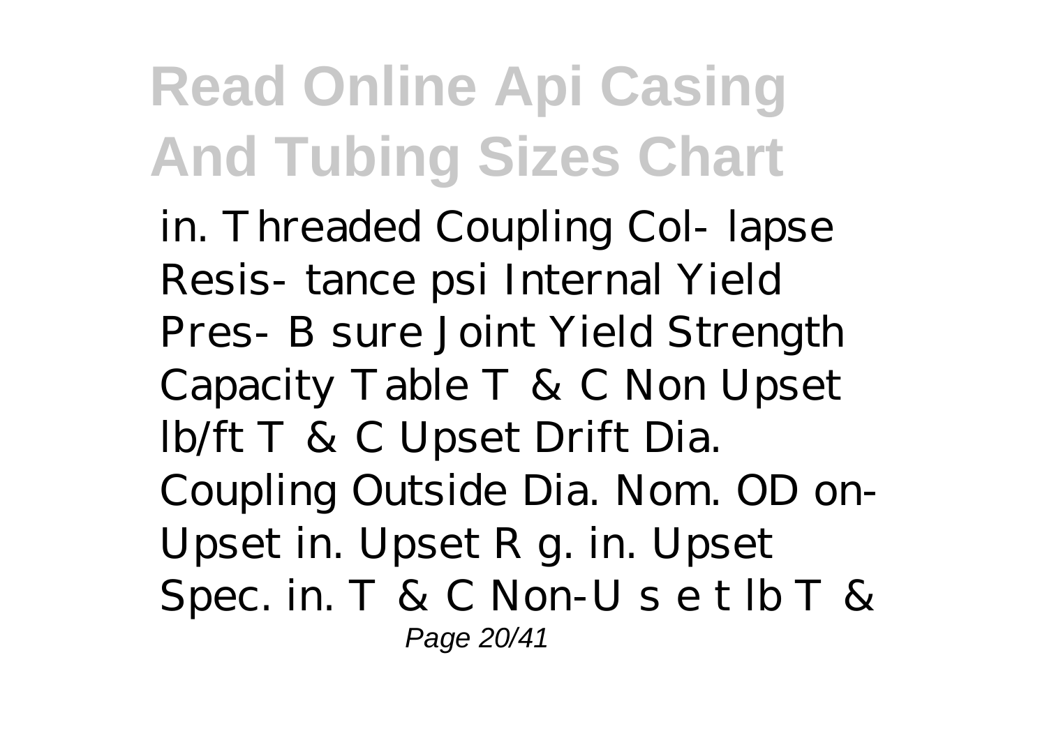# Read Online Api Casing And Tubing Sizes Chart

in. Threaded Coupling Col- lapse Resis- tance psi Internal Yield Pres- B sure Joint Yield Strength Capacity Table T & C Non Upset lb/ft T & C Upset Drift Dia. Coupling Outside Dia. Nom. OD on-Upset in. Upset R g. in. Upset Spec. in. T & C Non-U s e t lb T &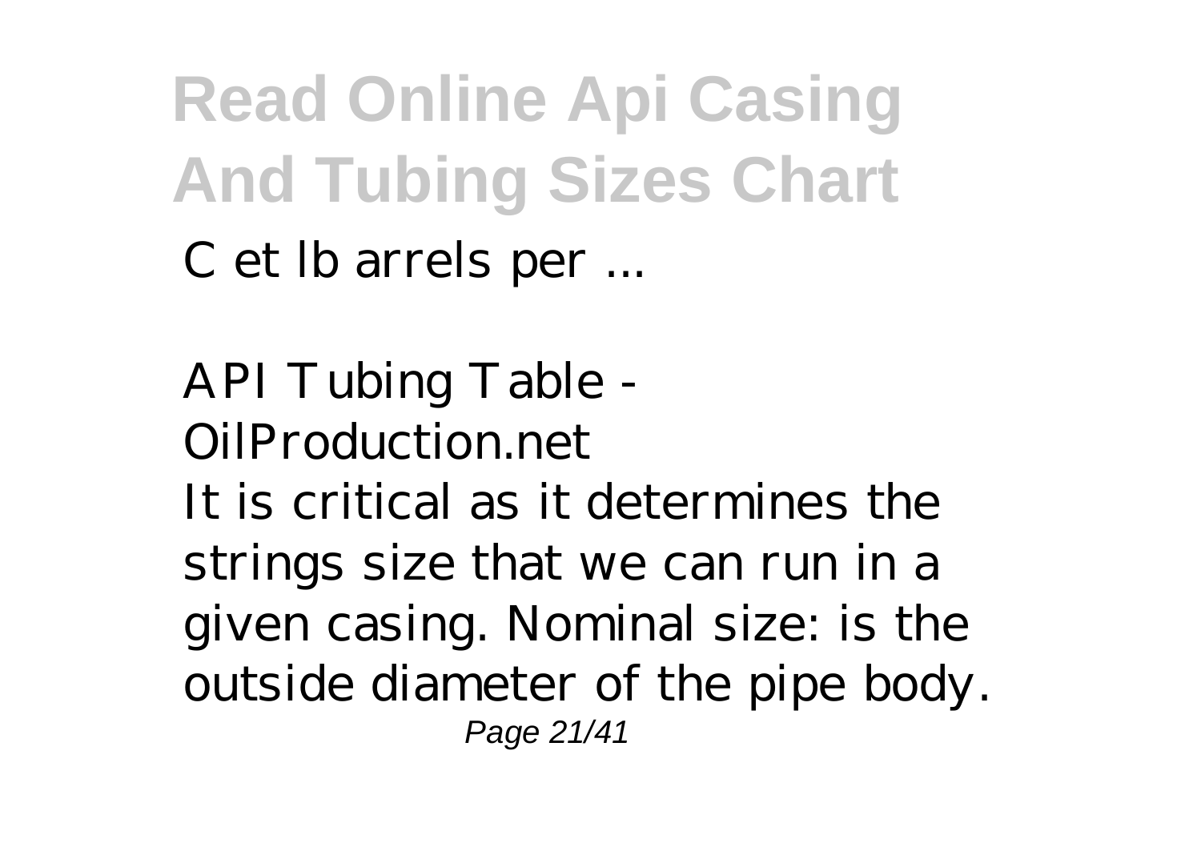C et lb arrels per ...

*API Tubing Table - OilProduction.net*

It is critical as it determines the strings size that we can run in a given casing. Nominal size: is the outside diameter of the pipe body.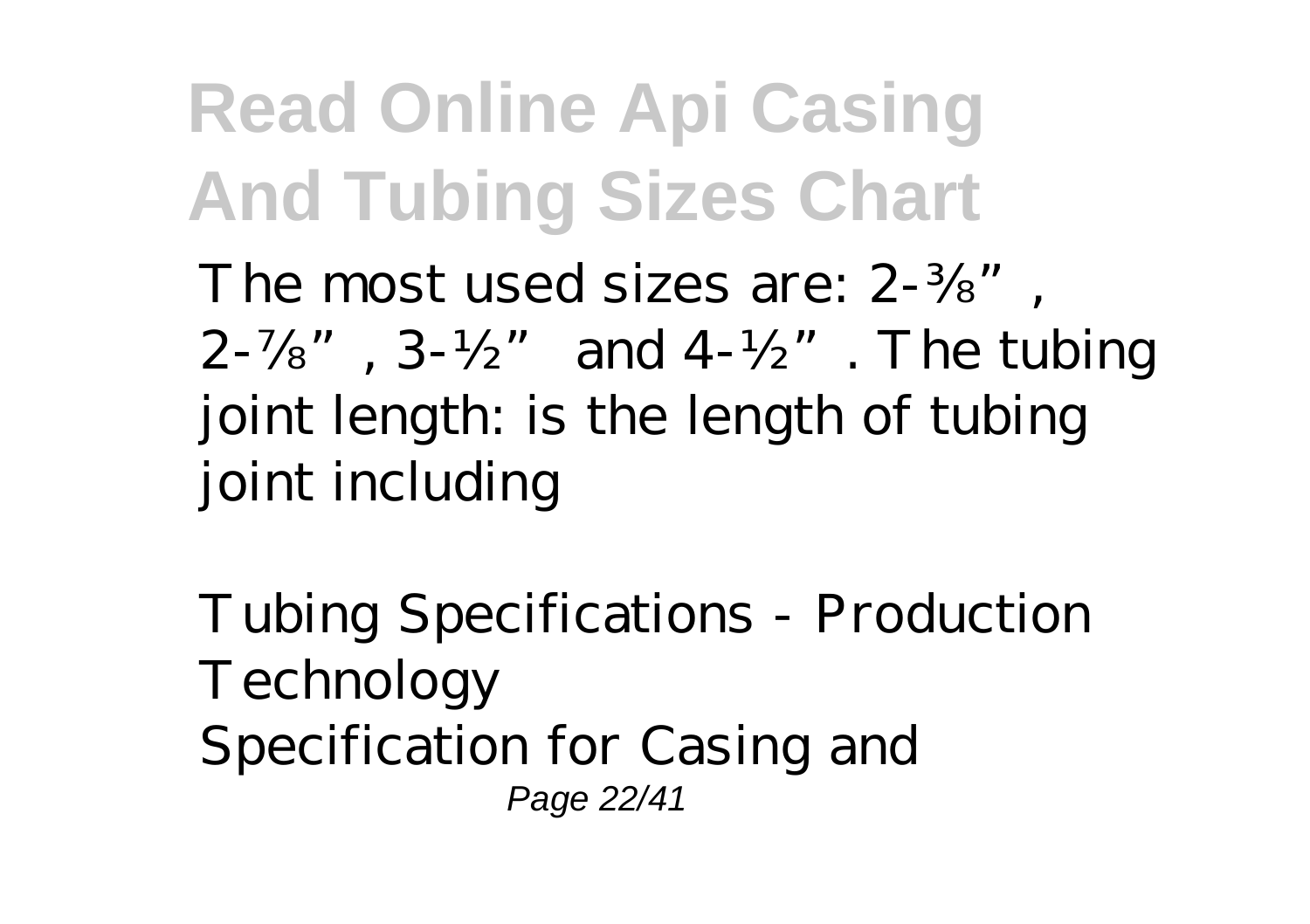The most used sizes are: 2-⅜", 2-⅞", 3-½" and 4-½". The tubing joint length: is the length of tubing joint including

*Tubing Specifications - Production Technology*
Specification for Casing and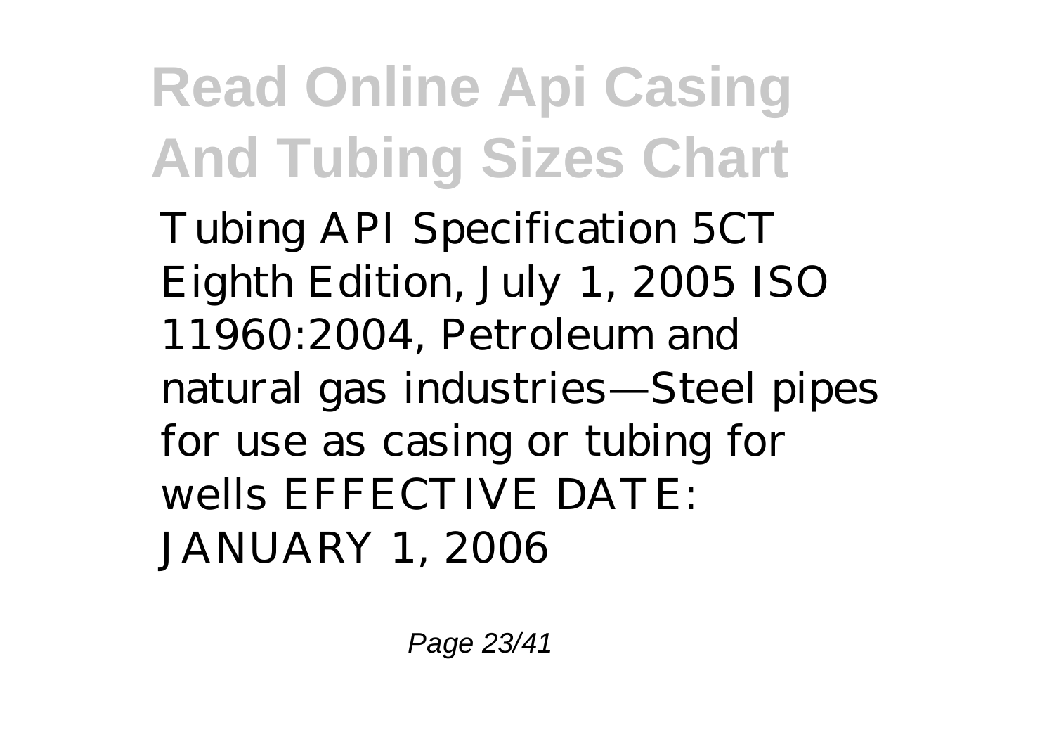Tubing API Specification 5CT Eighth Edition, July 1, 2005 ISO 11960:2004, Petroleum and natural gas industries—Steel pipes for use as casing or tubing for wells EFFECTIVE DATE: JANUARY 1, 2006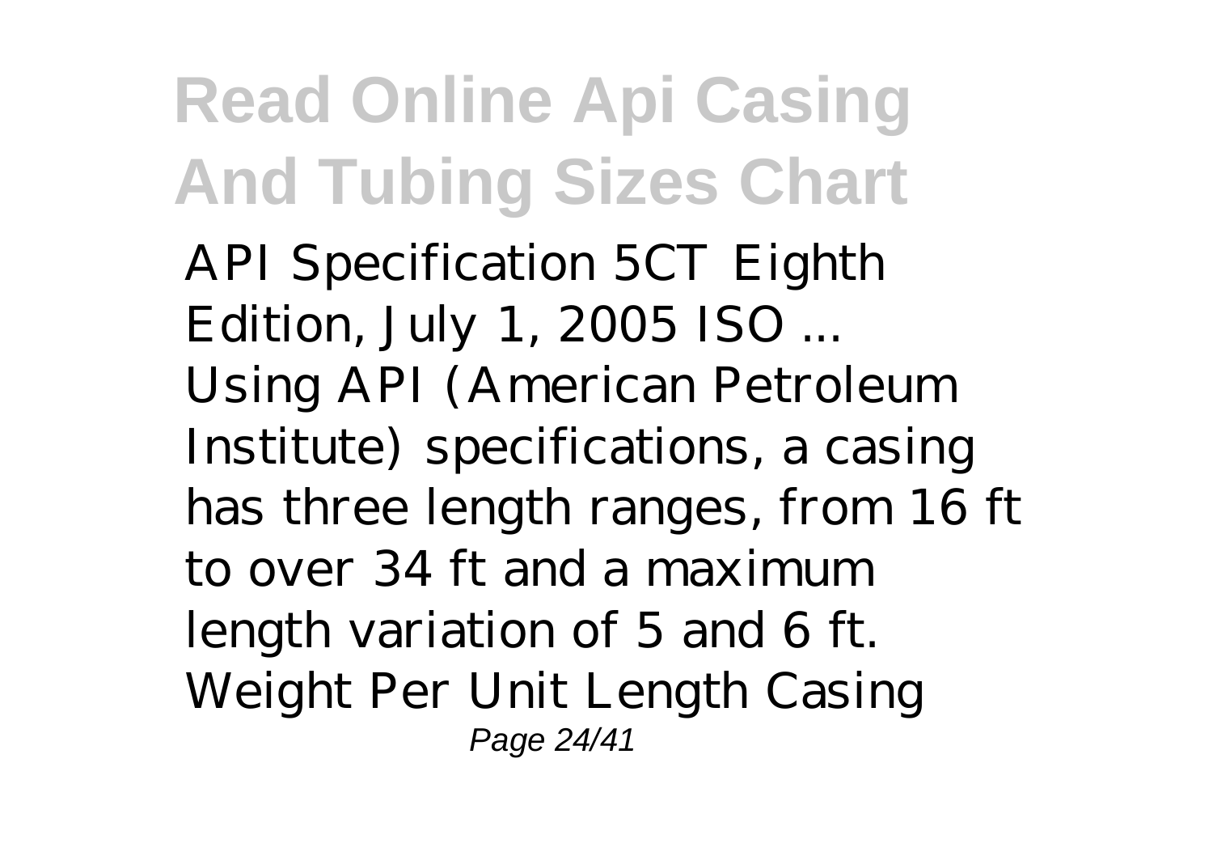API Specification 5CT Eighth Edition, July 1, 2005 ISO ...
Using API (American Petroleum Institute) specifications, a casing has three length ranges, from 16 ft to over 34 ft and a maximum length variation of 5 and 6 ft. Weight Per Unit Length Casing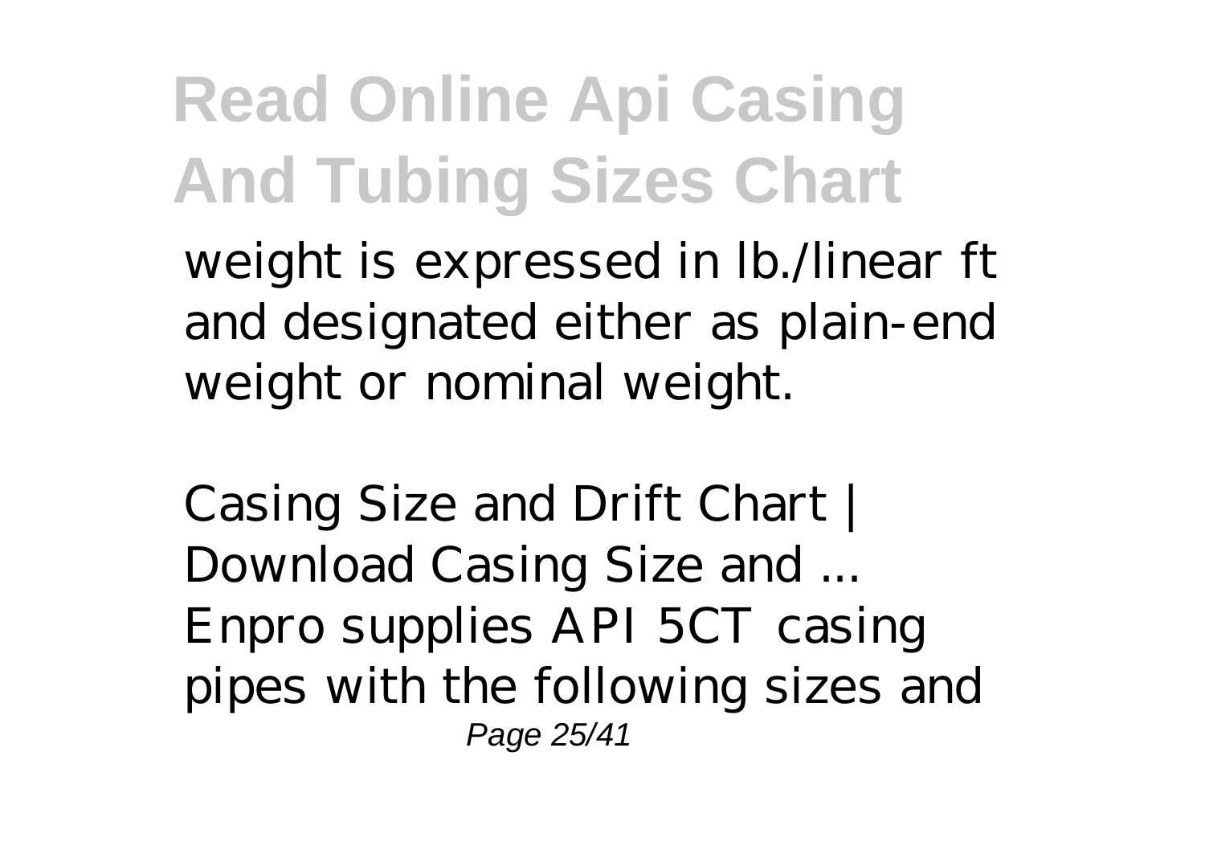weight is expressed in lb./linear ft and designated either as plain-end weight or nominal weight.

*Casing Size and Drift Chart | Download Casing Size and ...*

Enpro supplies API 5CT casing pipes with the following sizes and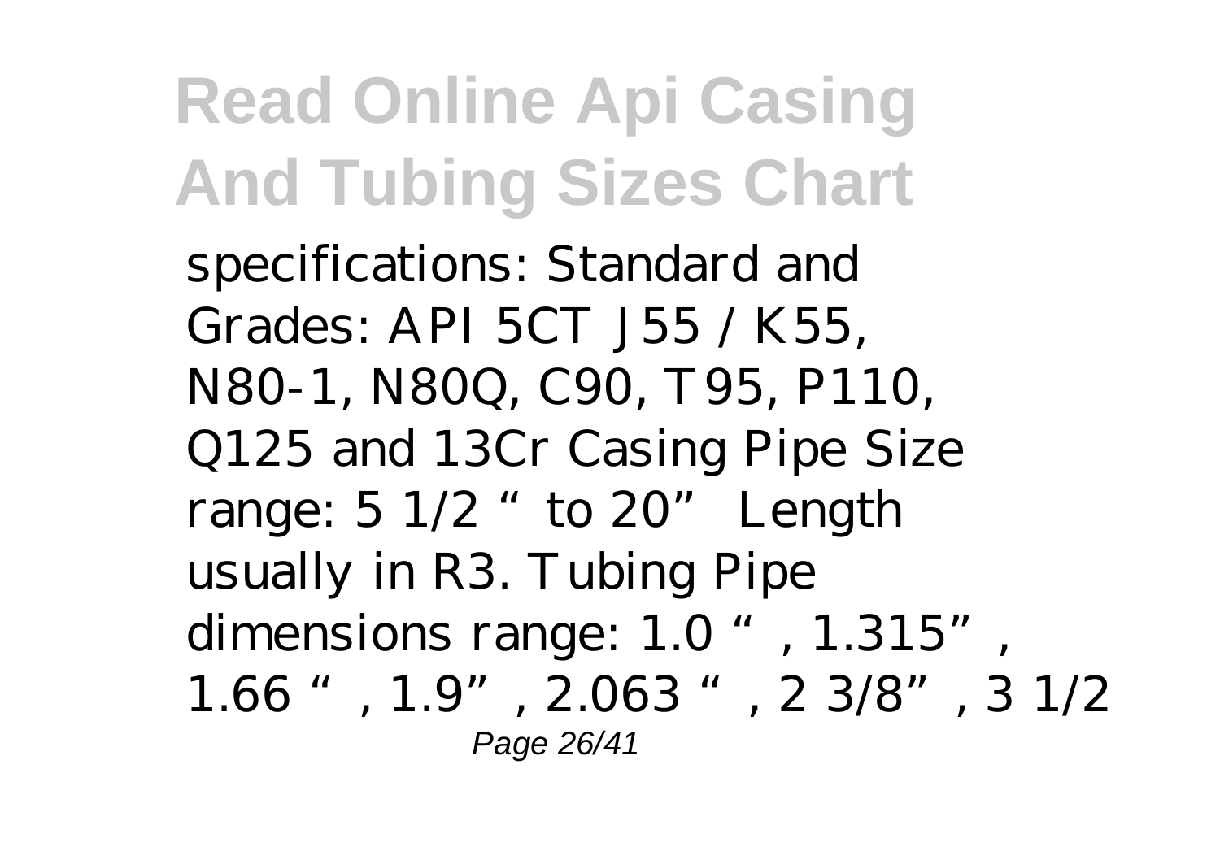specifications: Standard and Grades: API 5CT J55 / K55, N80-1, N80Q, C90, T95, P110, Q125 and 13Cr Casing Pipe Size range: 5 1/2 " to 20" Length usually in R3. Tubing Pipe dimensions range: 1.0 ", 1.315", 1.66 ", 1.9", 2.063 ", 2 3/8", 3 1/2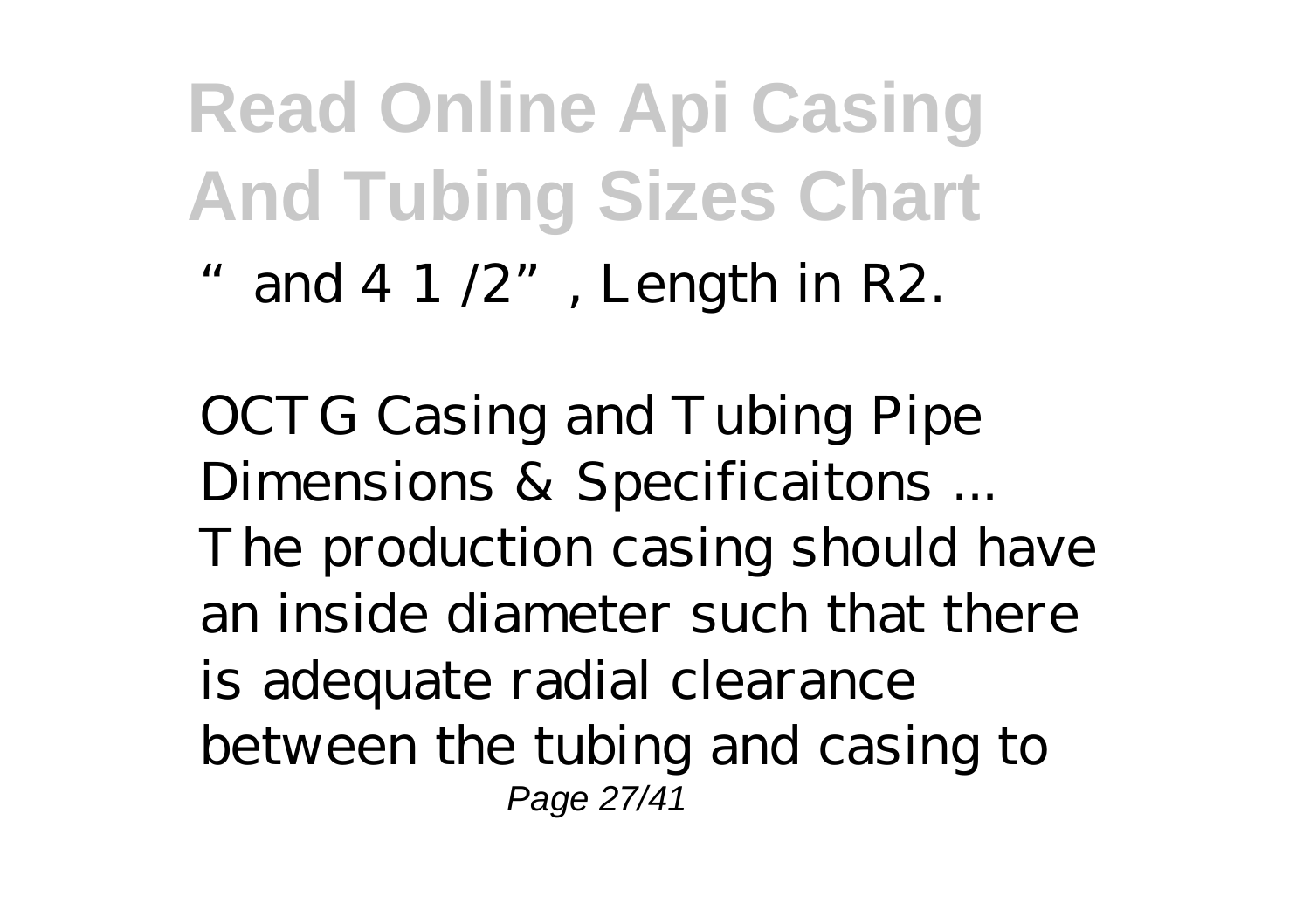" and 4 1 /2", Length in R2.

*OCTG Casing and Tubing Pipe Dimensions & Specificaitons ...*
The production casing should have an inside diameter such that there is adequate radial clearance between the tubing and casing to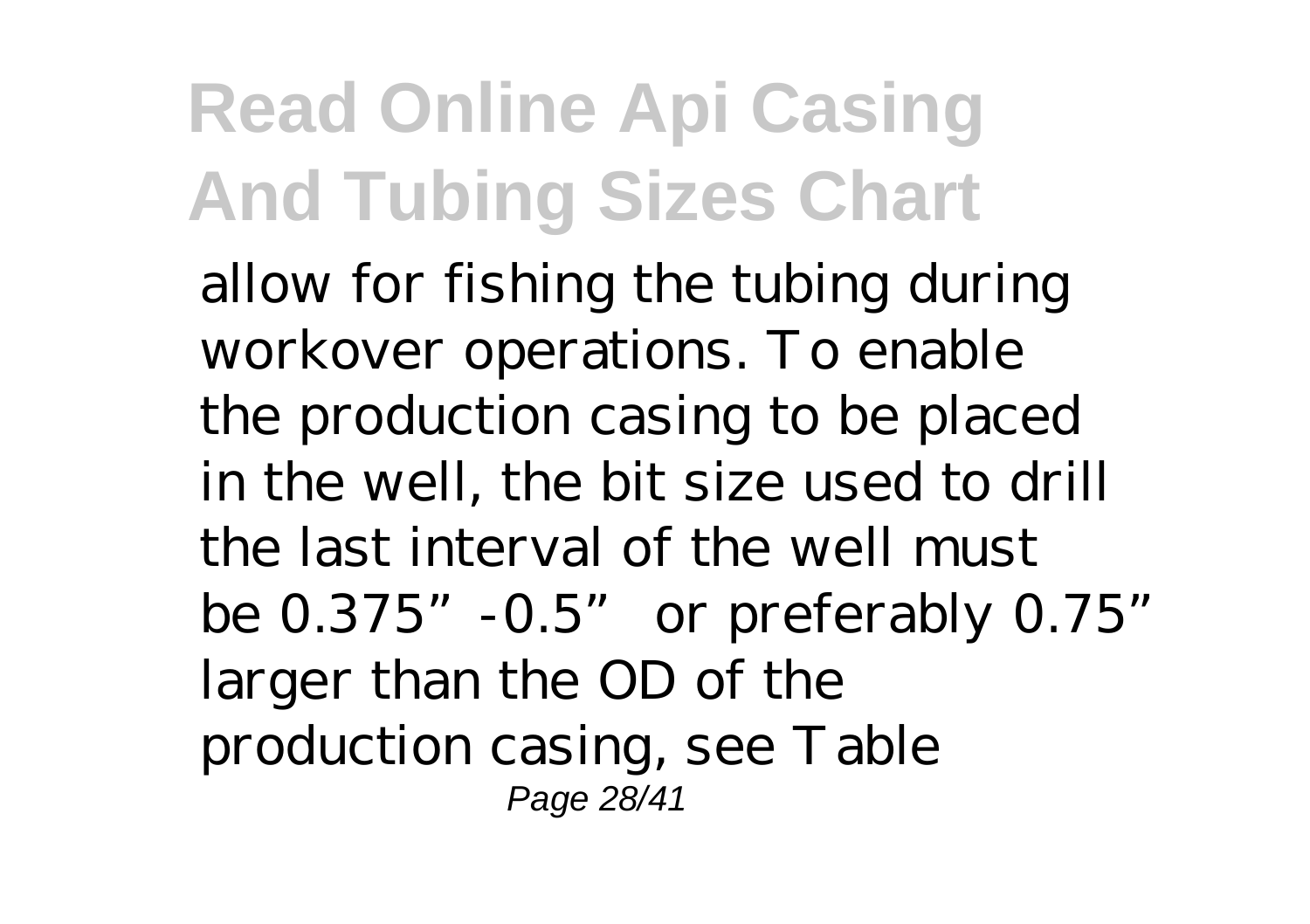allow for fishing the tubing during workover operations. To enable the production casing to be placed in the well, the bit size used to drill the last interval of the well must be 0.375”-0.5” or preferably 0.75” larger than the OD of the production casing, see Table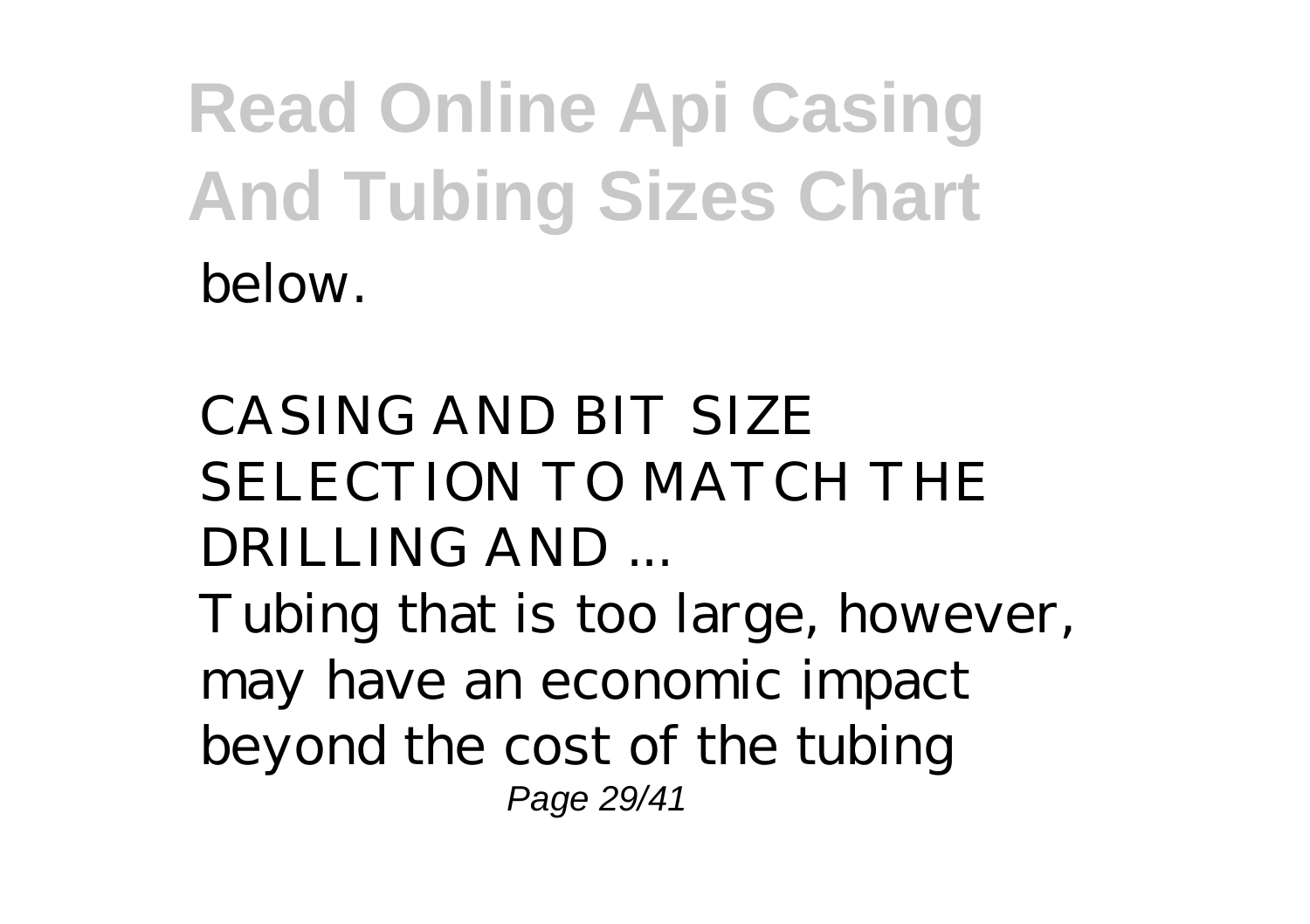below.

*CASING AND BIT SIZE SELECTION TO MATCH THE DRILLING AND ...*

Tubing that is too large, however, may have an economic impact beyond the cost of the tubing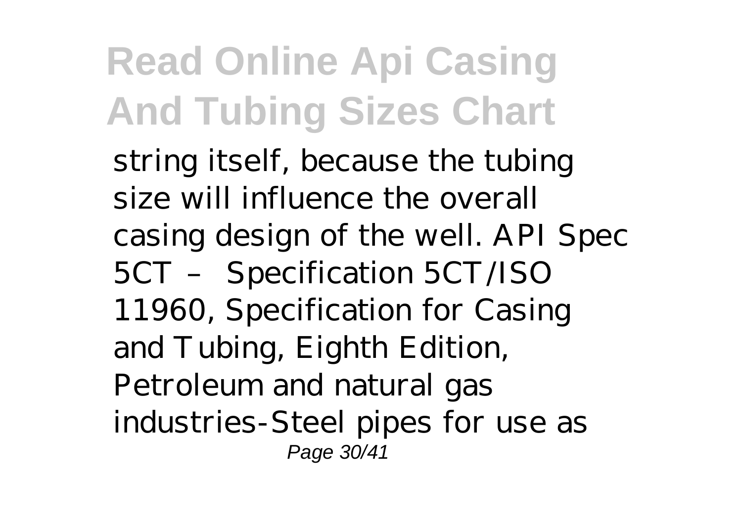string itself, because the tubing size will influence the overall casing design of the well. API Spec 5CT – Specification 5CT/ISO 11960, Specification for Casing and Tubing, Eighth Edition, Petroleum and natural gas industries-Steel pipes for use as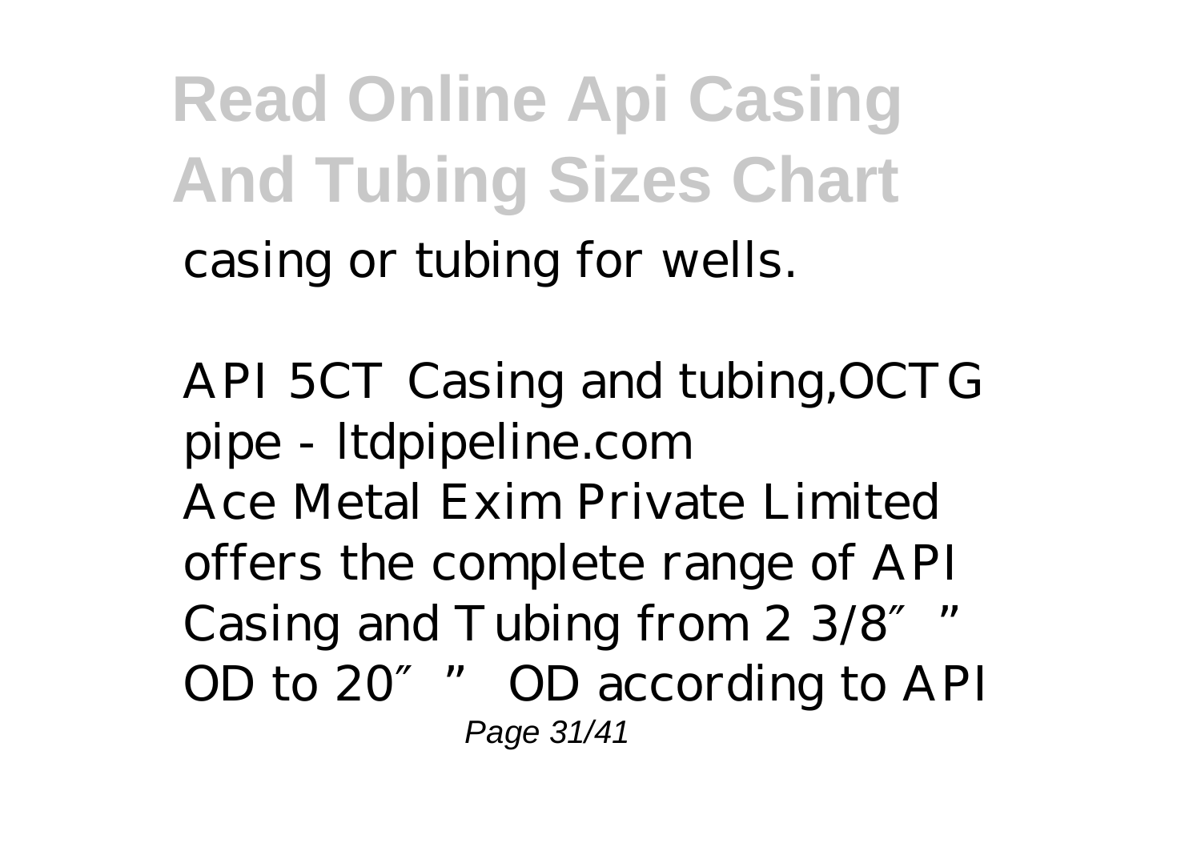casing or tubing for wells.

*API 5CT Casing and tubing,OCTG pipe - ltdpipeline.com*

Ace Metal Exim Private Limited offers the complete range of API Casing and Tubing from 2 3/8″ ” OD to 20″ ” OD according to API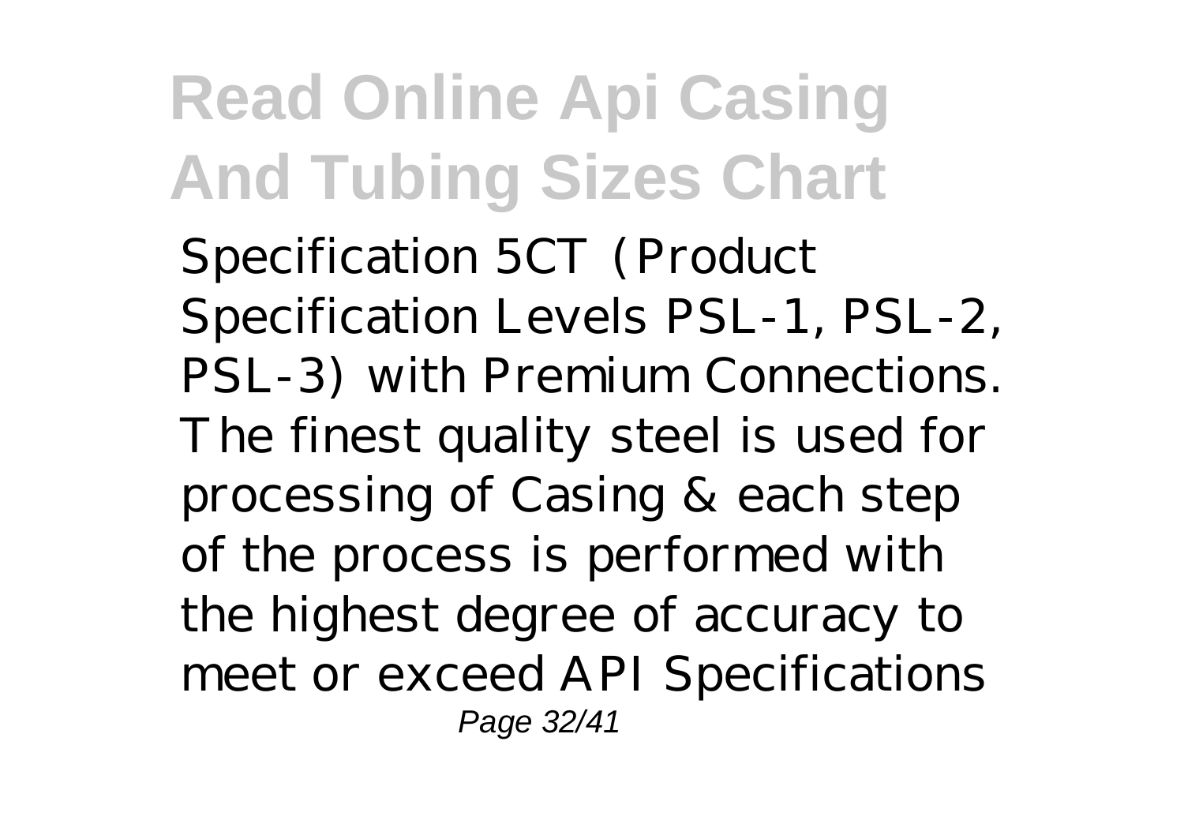Specification 5CT (Product Specification Levels PSL-1, PSL-2, PSL-3) with Premium Connections. The finest quality steel is used for processing of Casing & each step of the process is performed with the highest degree of accuracy to meet or exceed API Specifications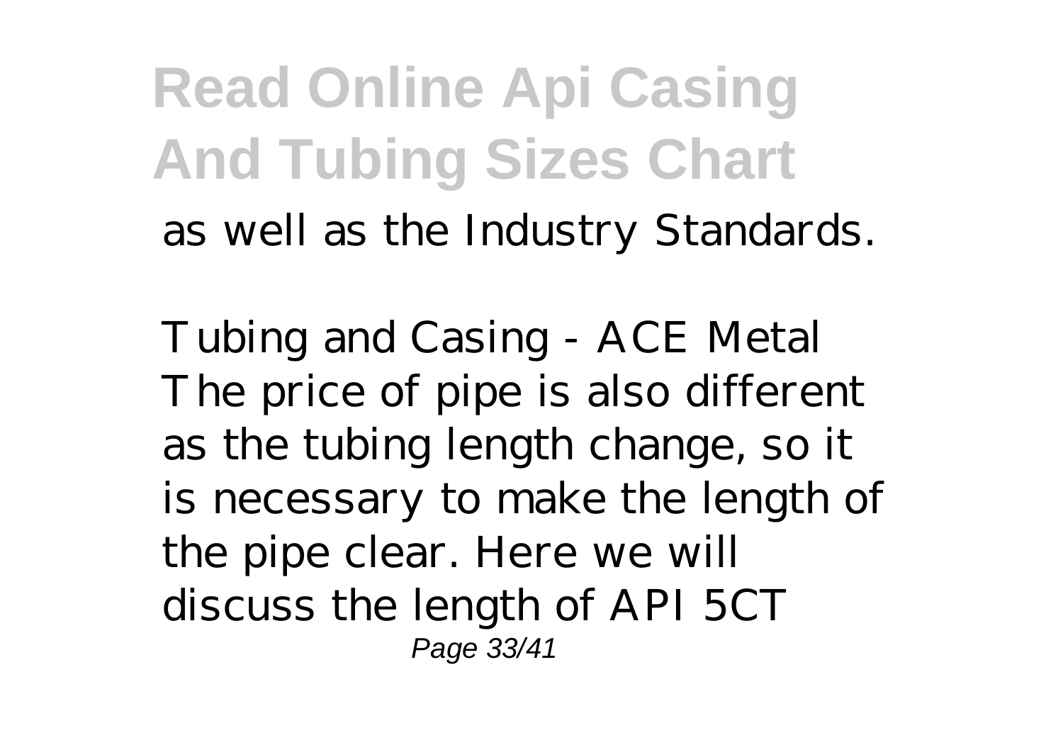as well as the Industry Standards.

*Tubing and Casing - ACE Metal*
The price of pipe is also different as the tubing length change, so it is necessary to make the length of the pipe clear. Here we will discuss the length of API 5CT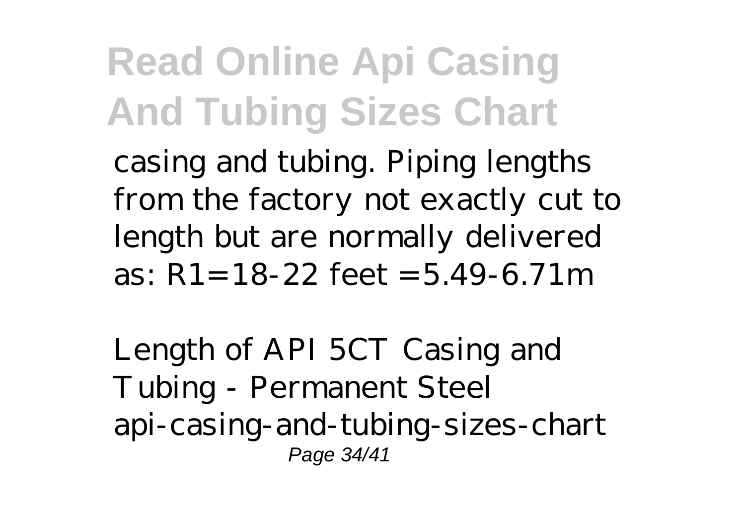casing and tubing. Piping lengths from the factory not exactly cut to length but are normally delivered as: R1=18-22 feet =5.49-6.71m

*Length of API 5CT Casing and Tubing - Permanent Steel*
api-casing-and-tubing-sizes-chart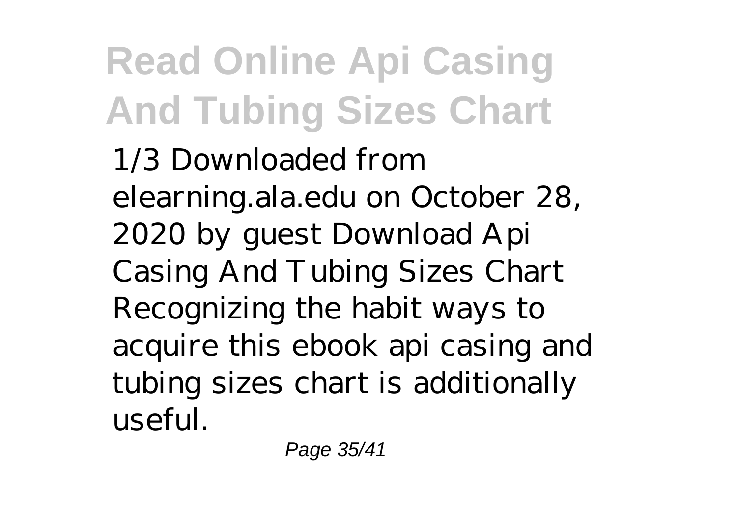1/3 Downloaded from elearning.ala.edu on October 28, 2020 by guest Download Api Casing And Tubing Sizes Chart Recognizing the habit ways to acquire this ebook api casing and tubing sizes chart is additionally useful.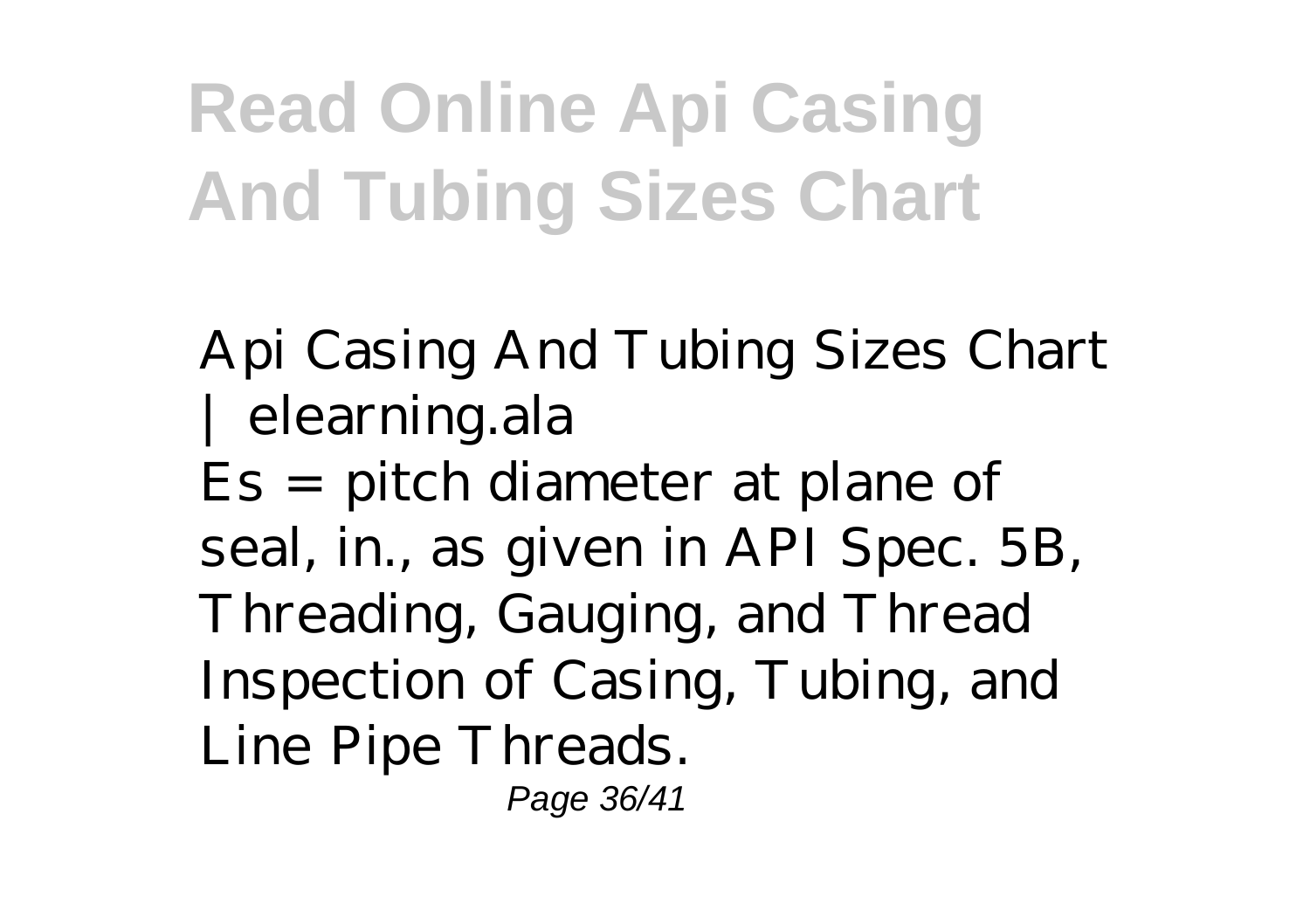# Read Online Api Casing And Tubing Sizes Chart

*Api Casing And Tubing Sizes Chart | elearning.ala*

Es = pitch diameter at plane of seal, in., as given in API Spec. 5B, Threading, Gauging, and Thread Inspection of Casing, Tubing, and Line Pipe Threads.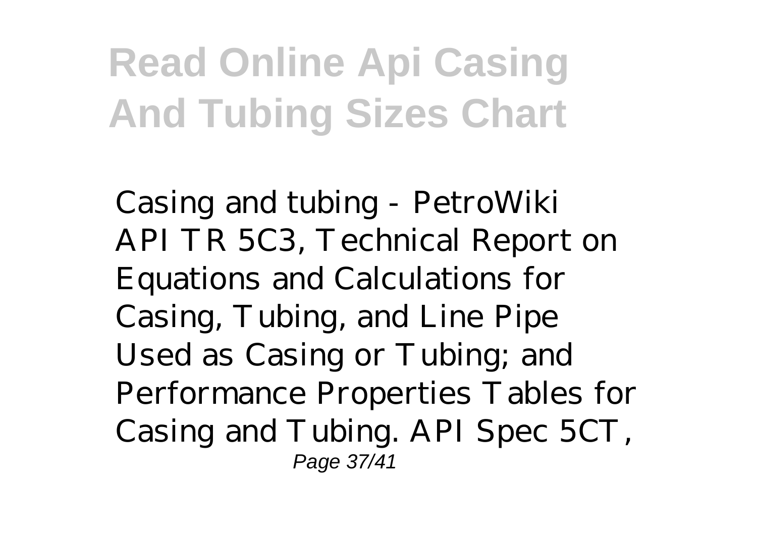*Casing and tubing - PetroWiki*

API TR 5C3, Technical Report on Equations and Calculations for Casing, Tubing, and Line Pipe Used as Casing or Tubing; and Performance Properties Tables for Casing and Tubing. API Spec 5CT,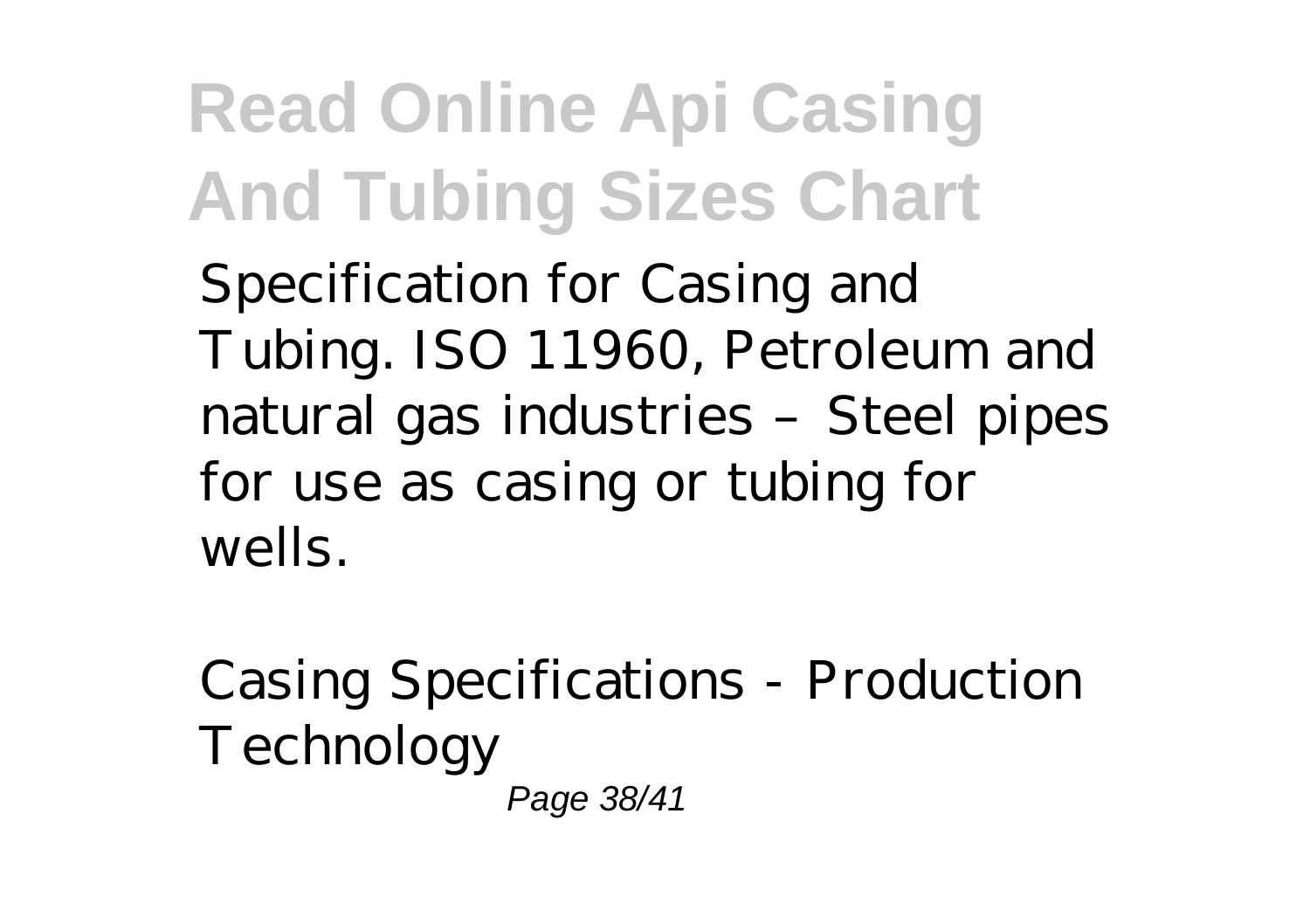Specification for Casing and Tubing. ISO 11960, Petroleum and natural gas industries – Steel pipes for use as casing or tubing for wells.

Casing Specifications - Production Technology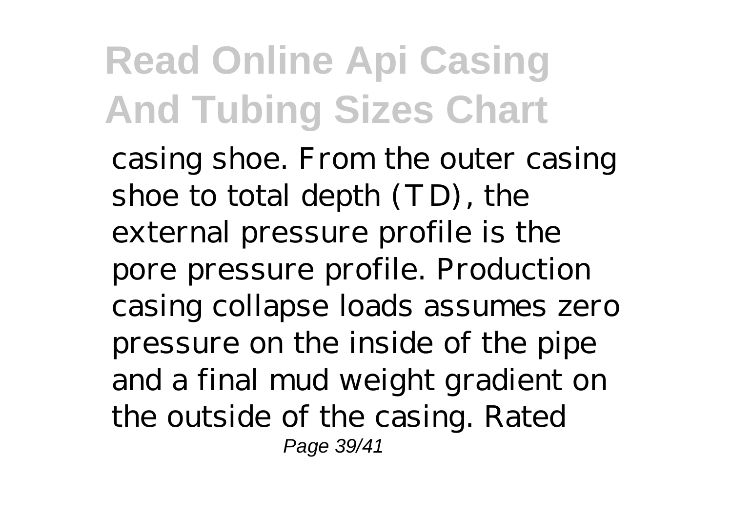casing shoe. From the outer casing shoe to total depth (TD), the external pressure profile is the pore pressure profile. Production casing collapse loads assumes zero pressure on the inside of the pipe and a final mud weight gradient on the outside of the casing. Rated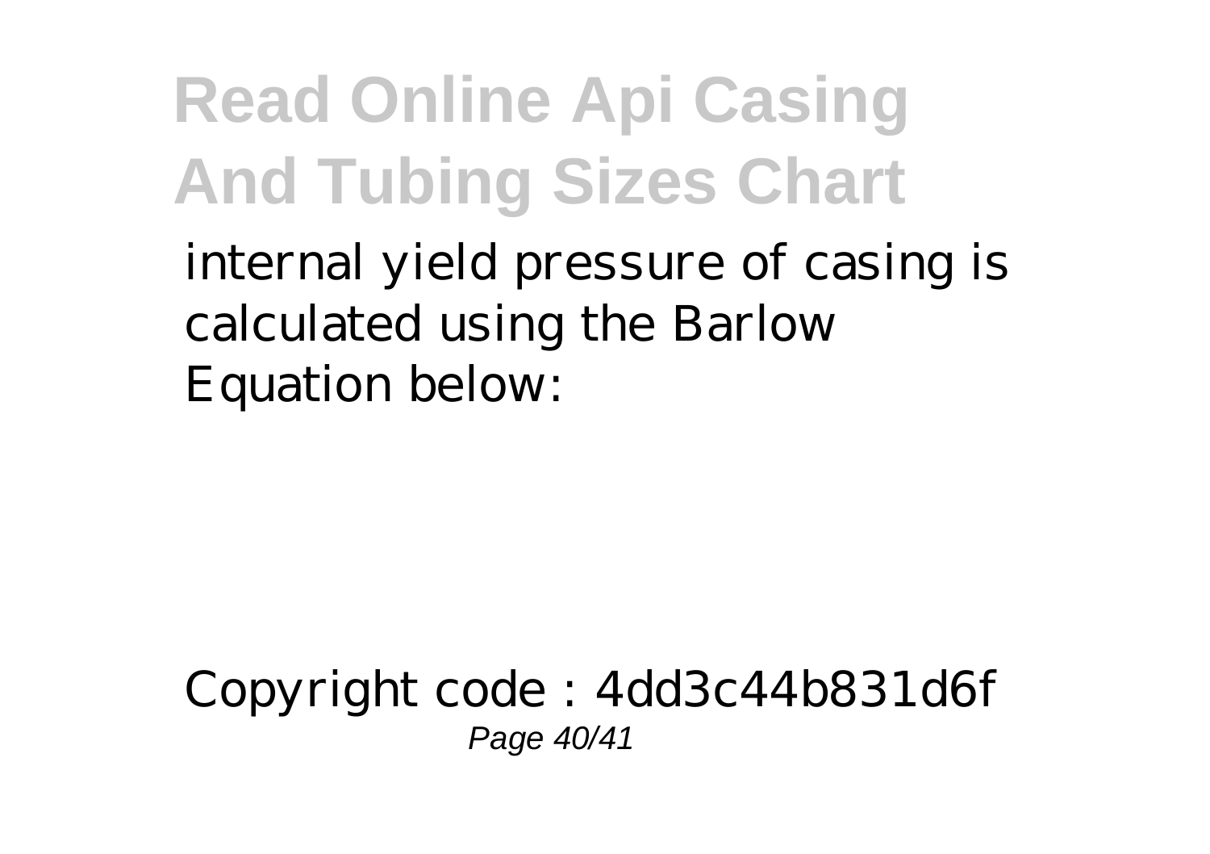internal yield pressure of casing is calculated using the Barlow Equation below:

Copyright code : 4dd3c44b831d6f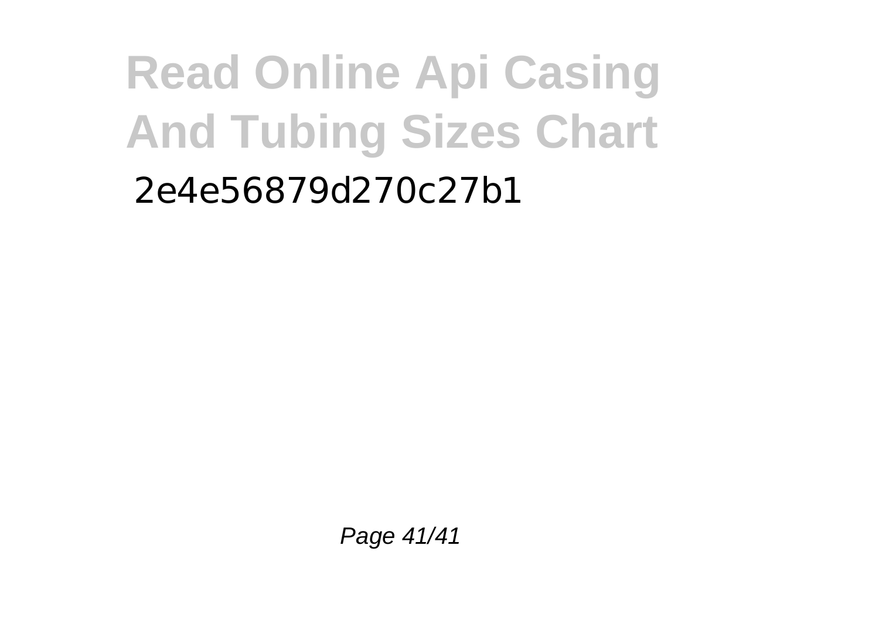2e4e56879d270c27b1